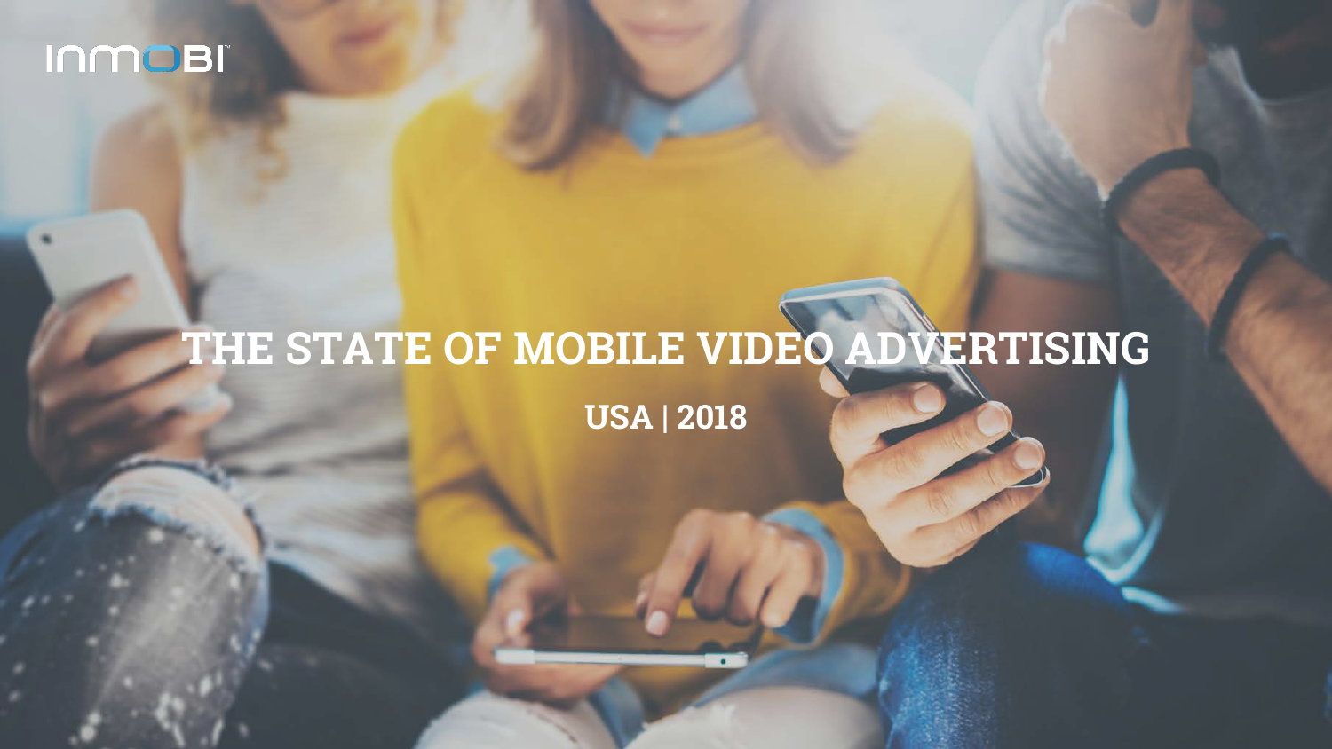INMOBI

# THE STATE OF MOBILE VIDEO ADVERTISING

## USA | 2018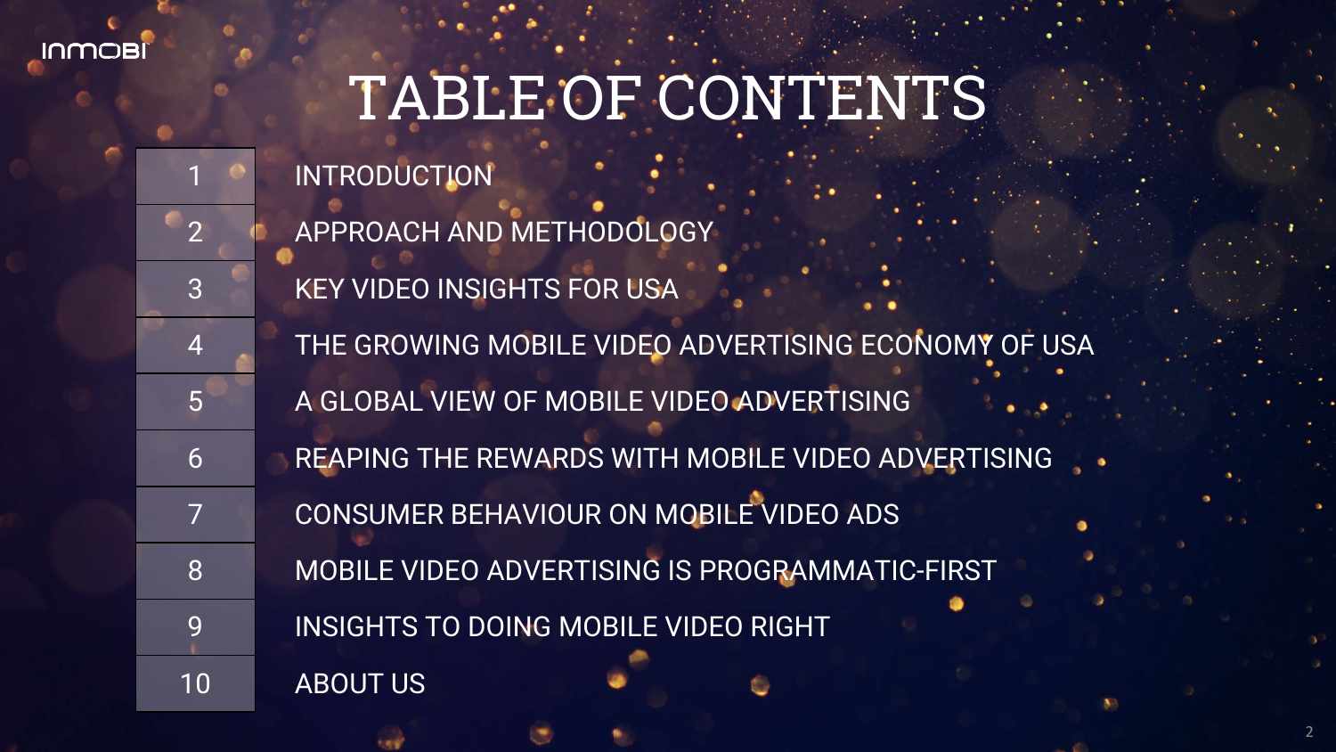# TABLE OF CONTENTS

| | |
|---|---|
| 1 | INTRODUCTION |
| 2 | APPROACH AND METHODOLOGY |
| 3 | KEY VIDEO INSIGHTS FOR USA |
| 4 | THE GROWING MOBILE VIDEO ADVERTISING ECONOMY OF USA |
| 5 | A GLOBAL VIEW OF MOBILE VIDEO ADVERTISING |
| 6 | REAPING THE REWARDS WITH MOBILE VIDEO ADVERTISING |
| 7 | CONSUMER BEHAVIOUR ON MOBILE VIDEO ADS |
| 8 | MOBILE VIDEO ADVERTISING IS PROGRAMMATIC-FIRST |
| 9 | INSIGHTS TO DOING MOBILE VIDEO RIGHT |
| 10 | ABOUT US |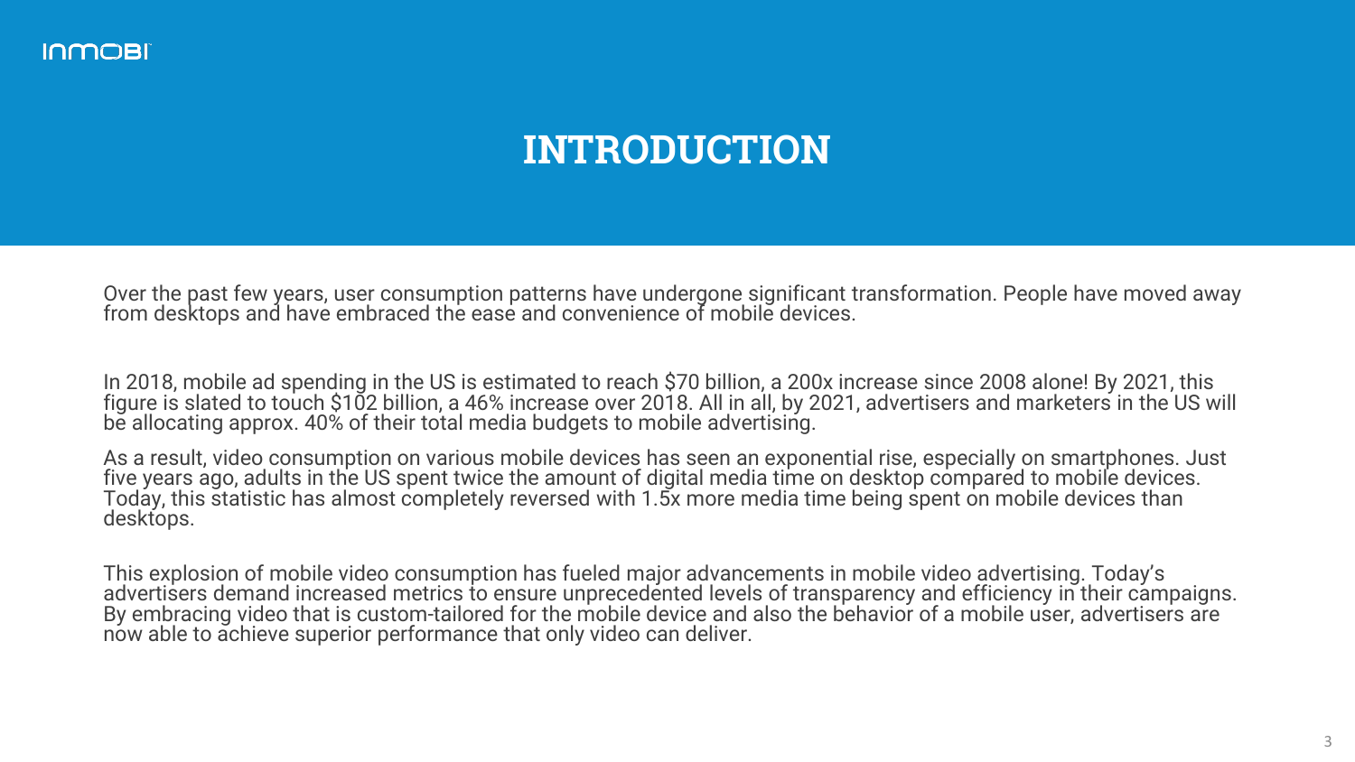# INTRODUCTION

Over the past few years, user consumption patterns have undergone significant transformation. People have moved away from desktops and have embraced the ease and convenience of mobile devices.

In 2018, mobile ad spending in the US is estimated to reach $70 billion, a 200x increase since 2008 alone! By 2021, this figure is slated to touch $102 billion, a 46% increase over 2018. All in all, by 2021, advertisers and marketers in the US will be allocating approx. 40% of their total media budgets to mobile advertising.

As a result, video consumption on various mobile devices has seen an exponential rise, especially on smartphones. Just five years ago, adults in the US spent twice the amount of digital media time on desktop compared to mobile devices. Today, this statistic has almost completely reversed with 1.5x more media time being spent on mobile devices than desktops.

This explosion of mobile video consumption has fueled major advancements in mobile video advertising. Today's advertisers demand increased metrics to ensure unprecedented levels of transparency and efficiency in their campaigns. By embracing video that is custom-tailored for the mobile device and also the behavior of a mobile user, advertisers are now able to achieve superior performance that only video can deliver.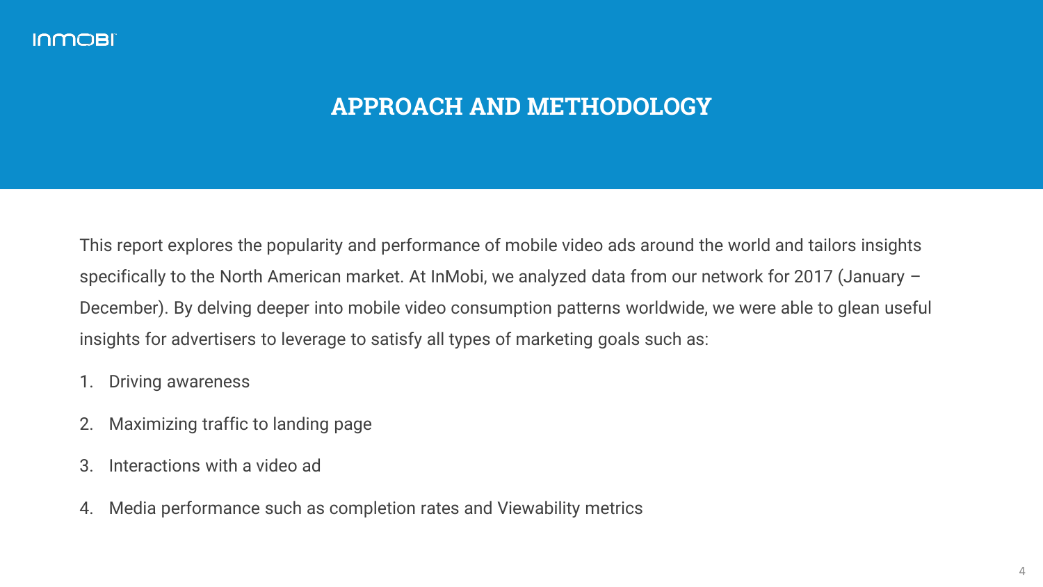# APPROACH AND METHODOLOGY

This report explores the popularity and performance of mobile video ads around the world and tailors insights specifically to the North American market. At InMobi, we analyzed data from our network for 2017 (January – December). By delving deeper into mobile video consumption patterns worldwide, we were able to glean useful insights for advertisers to leverage to satisfy all types of marketing goals such as:

1. Driving awareness
2. Maximizing traffic to landing page
3. Interactions with a video ad
4. Media performance such as completion rates and Viewability metrics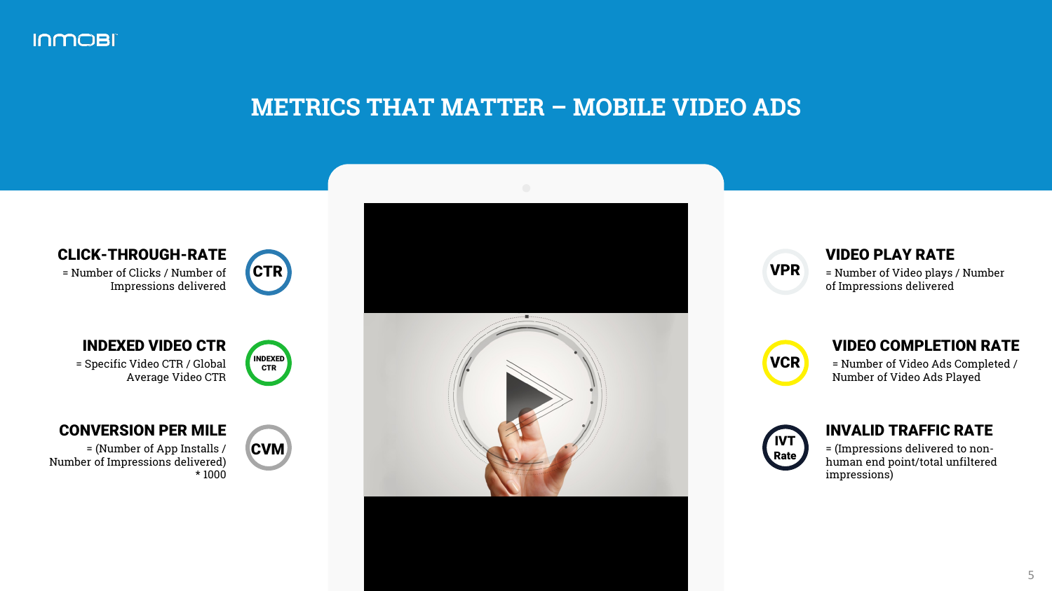# METRICS THAT MATTER – MOBILE VIDEO ADS

### CLICK-THROUGH-RATE (CTR)

= Number of Clicks / Number of Impressions delivered

### INDEXED VIDEO CTR (INDEXED CTR)

= Specific Video CTR / Global Average Video CTR

### CONVERSION PER MILE (CVM)

= (Number of App Installs / Number of Impressions delivered) * 1000

### VIDEO PLAY RATE (VPR)

= Number of Video plays / Number of Impressions delivered

### VIDEO COMPLETION RATE (VCR)

= Number of Video Ads Completed / Number of Video Ads Played

### INVALID TRAFFIC RATE (IVT Rate)

= (Impressions delivered to non-human end point/total unfiltered impressions)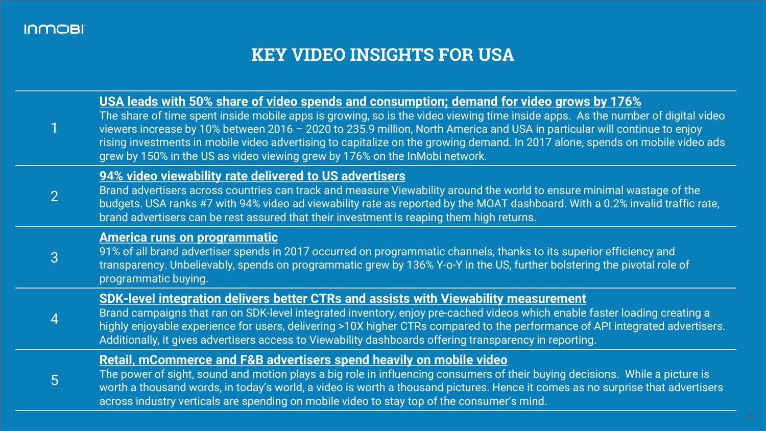# KEY VIDEO INSIGHTS FOR USA

1. **USA leads with 50% share of video spends and consumption; demand for video grows by 176%**
   The share of time spent inside mobile apps is growing, so is the video viewing time inside apps. As the number of digital video viewers increase by 10% between 2016 – 2020 to 235.9 million, North America and USA in particular will continue to enjoy rising investments in mobile video advertising to capitalize on the growing demand. In 2017 alone, spends on mobile video ads grew by 150% in the US as video viewing grew by 176% on the InMobi network.

2. **94% video viewability rate delivered to US advertisers**
   Brand advertisers across countries can track and measure Viewability around the world to ensure minimal wastage of the budgets. USA ranks #7 with 94% video ad viewability rate as reported by the MOAT dashboard. With a 0.2% invalid traffic rate, brand advertisers can be rest assured that their investment is reaping them high returns.

3. **America runs on programmatic**
   91% of all brand advertiser spends in 2017 occurred on programmatic channels, thanks to its superior efficiency and transparency. Unbelievably, spends on programmatic grew by 136% Y-o-Y in the US, further bolstering the pivotal role of programmatic buying.

4. **SDK-level integration delivers better CTRs and assists with Viewability measurement**
   Brand campaigns that ran on SDK-level integrated inventory, enjoy pre-cached videos which enable faster loading creating a highly enjoyable experience for users, delivering >10X higher CTRs compared to the performance of API integrated advertisers. Additionally, it gives advertisers access to Viewability dashboards offering transparency in reporting.

5. **Retail, mCommerce and F&B advertisers spend heavily on mobile video**
   The power of sight, sound and motion plays a big role in influencing consumers of their buying decisions. While a picture is worth a thousand words, in today's world, a video is worth a thousand pictures. Hence it comes as no surprise that advertisers across industry verticals are spending on mobile video to stay top of the consumer's mind.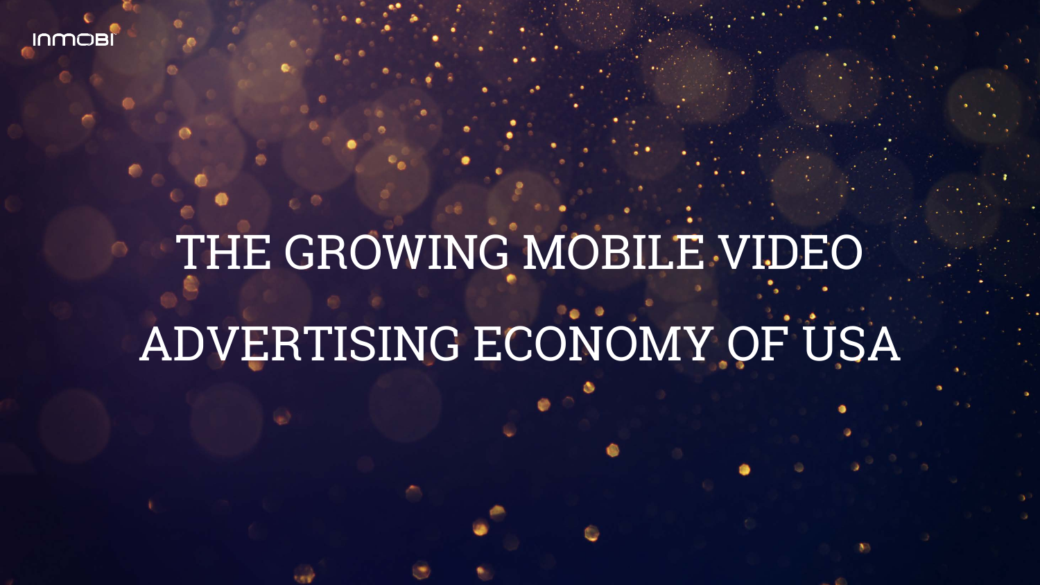# THE GROWING MOBILE VIDEO ADVERTISING ECONOMY OF USA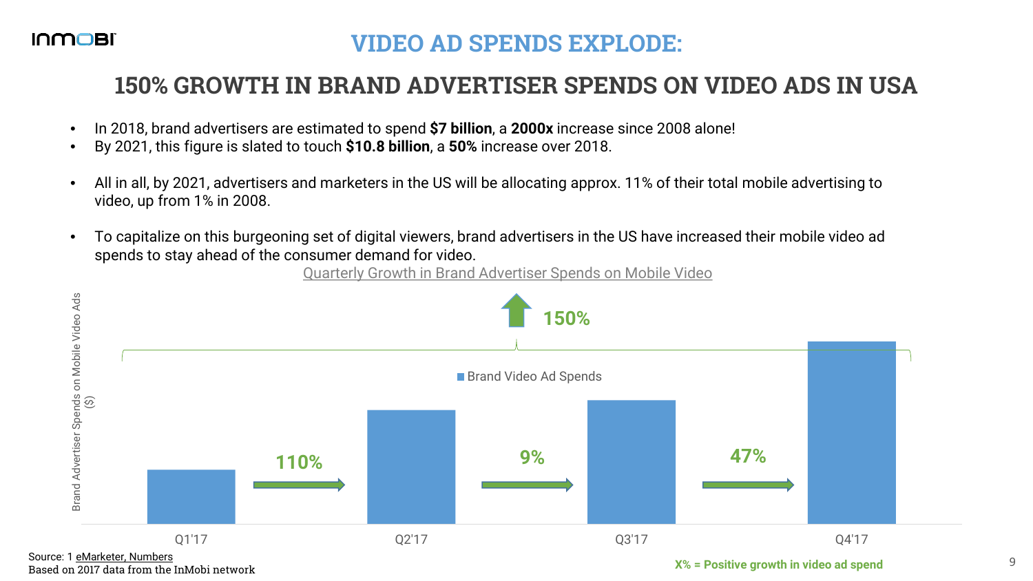# VIDEO AD SPENDS EXPLODE:

## 150% GROWTH IN BRAND ADVERTISER SPENDS ON VIDEO ADS IN USA

- In 2018, brand advertisers are estimated to spend **$7 billion**, a **2000x** increase since 2008 alone!
- By 2021, this figure is slated to touch **$10.8 billion**, a **50%** increase over 2018.

- All in all, by 2021, advertisers and marketers in the US will be allocating approx. 11% of their total mobile advertising to video, up from 1% in 2008.

- To capitalize on this burgeoning set of digital viewers, brand advertisers in the US have increased their mobile video ad spends to stay ahead of the consumer demand for video.

Quarterly Growth in Brand Advertiser Spends on Mobile Video

Brand Advertiser Spends on Mobile Video Ads ($)

Brand Video Ad Spends

| Quarter | Growth vs. previous quarter |
|---|---|
| Q1'17 | |
| Q2'17 | 110% |
| Q3'17 | 9% |
| Q4'17 | 47% |

Overall growth Q1'17 to Q4'17: 150%

X% = Positive growth in video ad spend

Source: 1 eMarketer, Numbers
Based on 2017 data from the InMobi network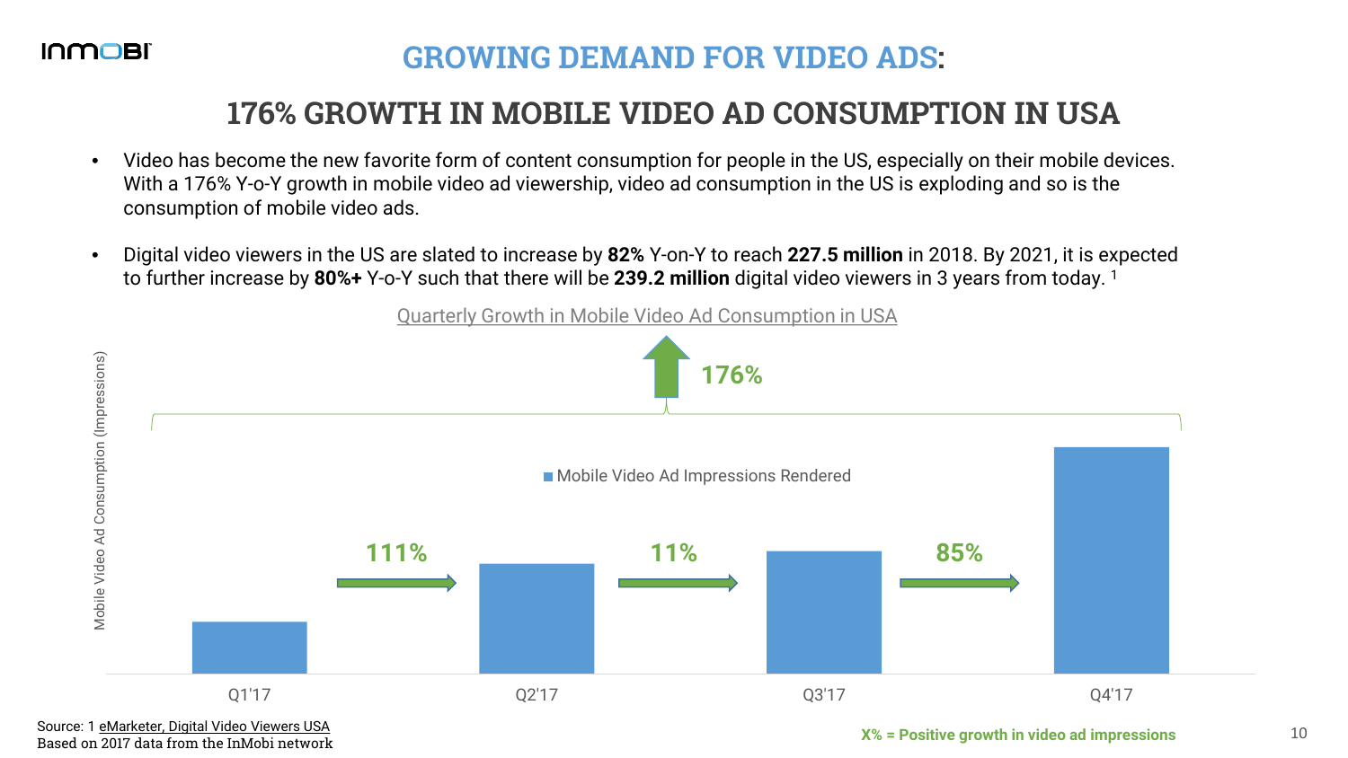# GROWING DEMAND FOR VIDEO ADS:

## 176% GROWTH IN MOBILE VIDEO AD CONSUMPTION IN USA

- Video has become the new favorite form of content consumption for people in the US, especially on their mobile devices. With a 176% Y-o-Y growth in mobile video ad viewership, video ad consumption in the US is exploding and so is the consumption of mobile video ads.
- Digital video viewers in the US are slated to increase by **82%** Y-on-Y to reach **227.5 million** in 2018. By 2021, it is expected to further increase by **80%+** Y-o-Y such that there will be **239.2 million** digital video viewers in 3 years from today. [1]

Quarterly Growth in Mobile Video Ad Consumption in USA

Mobile Video Ad Consumption (Impressions)

Mobile Video Ad Impressions Rendered

176%

| Q1'17 | → | Q2'17 | → | Q3'17 | → | Q4'17 |
|---|---|---|---|---|---|---|
| | 111% | | 11% | | 85% | |

X% = Positive growth in video ad impressions

Source: 1 eMarketer, Digital Video Viewers USA
Based on 2017 data from the InMobi network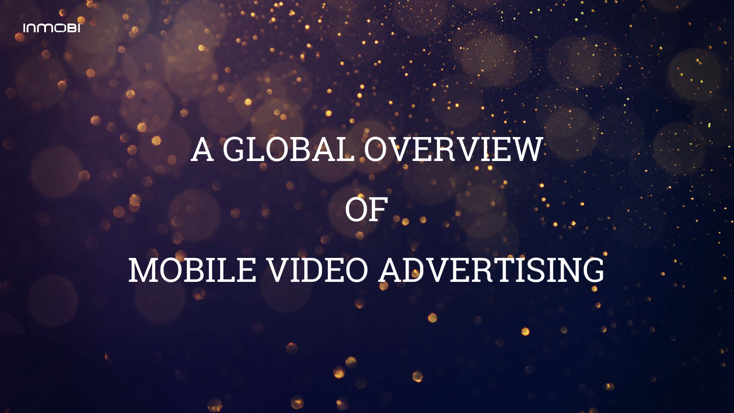# A GLOBAL OVERVIEW OF MOBILE VIDEO ADVERTISING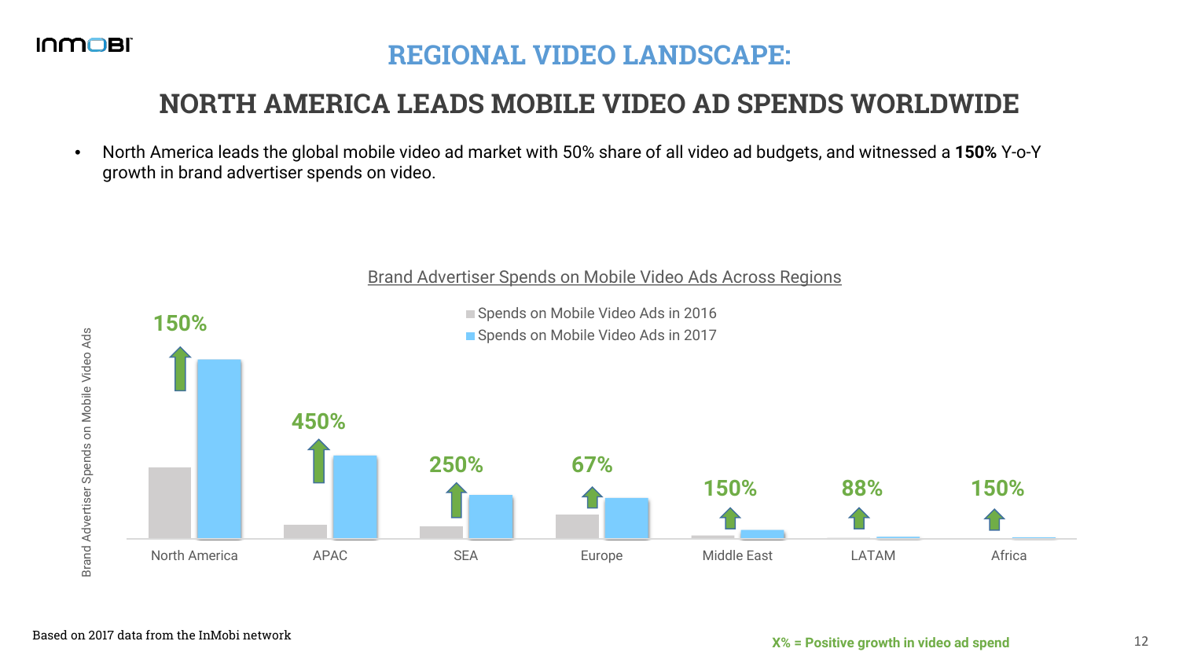# REGIONAL VIDEO LANDSCAPE:

## NORTH AMERICA LEADS MOBILE VIDEO AD SPENDS WORLDWIDE

- North America leads the global mobile video ad market with 50% share of all video ad budgets, and witnessed a **150%** Y-o-Y growth in brand advertiser spends on video.

Brand Advertiser Spends on Mobile Video Ads Across Regions

| Region | Y-o-Y growth |
|---|---|
| North America | 150% |
| APAC | 450% |
| SEA | 250% |
| Europe | 67% |
| Middle East | 150% |
| LATAM | 88% |
| Africa | 150% |

Legend: Spends on Mobile Video Ads in 2016; Spends on Mobile Video Ads in 2017

Y-axis: Brand Advertiser Spends on Mobile Video Ads

X% = Positive growth in video ad spend

Based on 2017 data from the InMobi network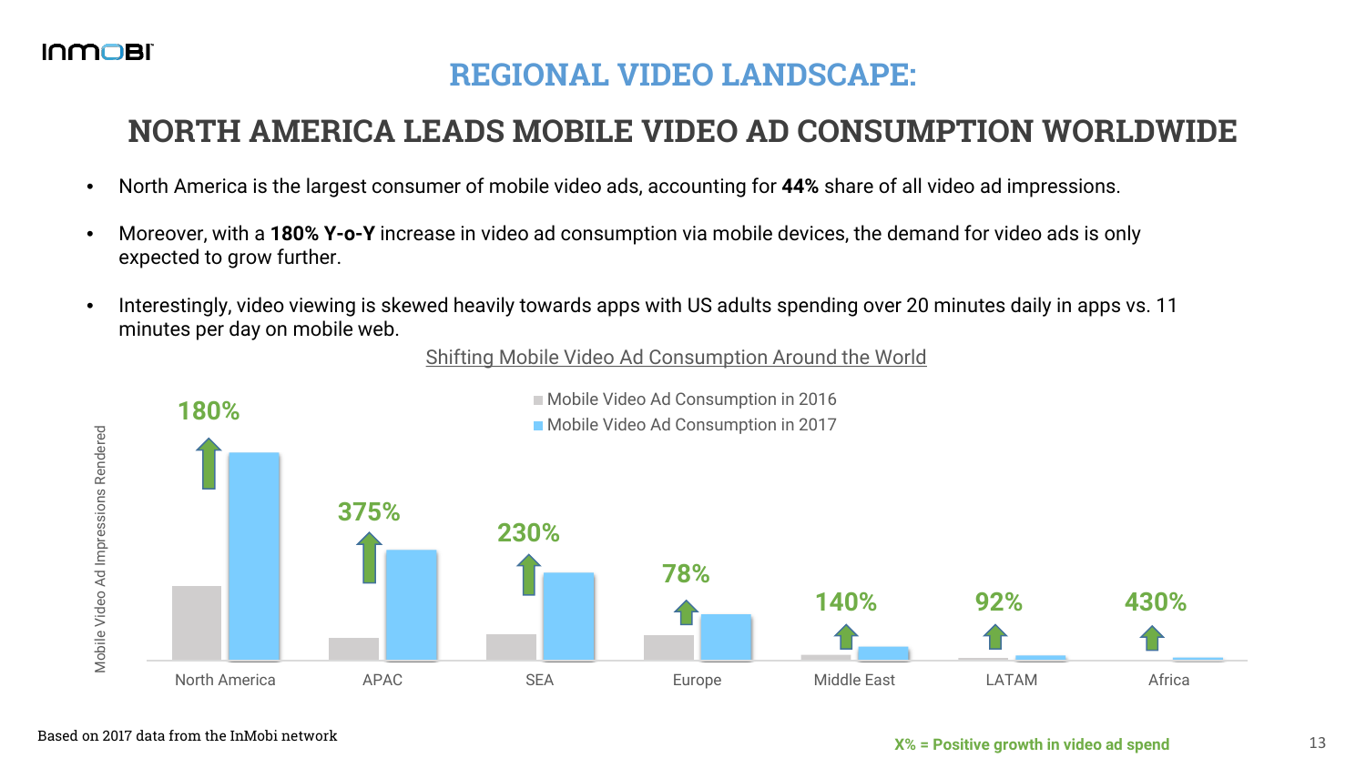# REGIONAL VIDEO LANDSCAPE:

## NORTH AMERICA LEADS MOBILE VIDEO AD CONSUMPTION WORLDWIDE

- North America is the largest consumer of mobile video ads, accounting for **44%** share of all video ad impressions.
- Moreover, with a **180% Y-o-Y** increase in video ad consumption via mobile devices, the demand for video ads is only expected to grow further.
- Interestingly, video viewing is skewed heavily towards apps with US adults spending over 20 minutes daily in apps vs. 11 minutes per day on mobile web.

Shifting Mobile Video Ad Consumption Around the World

Mobile Video Ad Consumption in 2016 / Mobile Video Ad Consumption in 2017

Mobile Video Ad Impressions Rendered

| Region | Growth |
|---|---|
| North America | 180% |
| APAC | 375% |
| SEA | 230% |
| Europe | 78% |
| Middle East | 140% |
| LATAM | 92% |
| Africa | 430% |

Based on 2017 data from the InMobi network

X% = Positive growth in video ad spend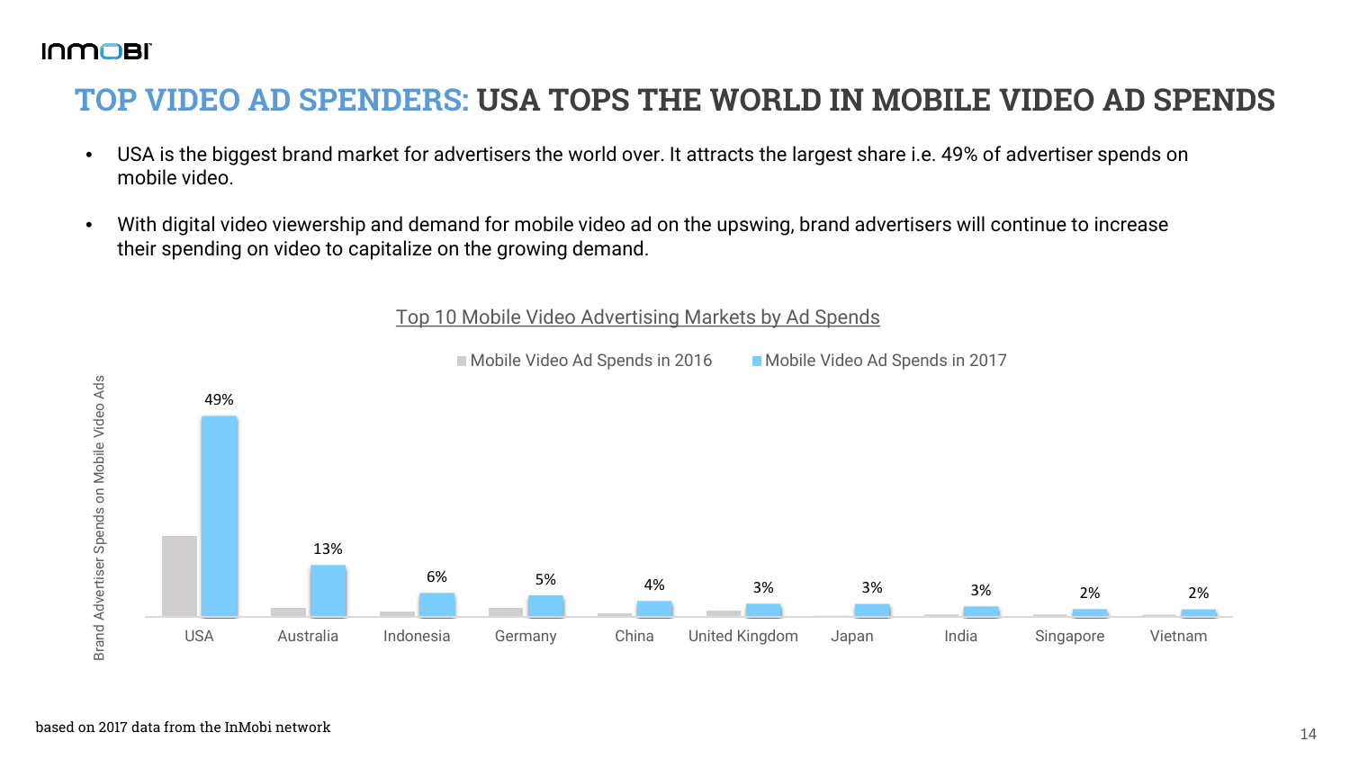# TOP VIDEO AD SPENDERS: USA TOPS THE WORLD IN MOBILE VIDEO AD SPENDS

- USA is the biggest brand market for advertisers the world over. It attracts the largest share i.e. 49% of advertiser spends on mobile video.
- With digital video viewership and demand for mobile video ad on the upswing, brand advertisers will continue to increase their spending on video to capitalize on the growing demand.

Top 10 Mobile Video Advertising Markets by Ad Spends

Brand Advertiser Spends on Mobile Video Ads (Mobile Video Ad Spends in 2016 vs. Mobile Video Ad Spends in 2017)

| Market | Mobile Video Ad Spends in 2017 |
|---|---|
| USA | 49% |
| Australia | 13% |
| Indonesia | 6% |
| Germany | 5% |
| China | 4% |
| United Kingdom | 3% |
| Japan | 3% |
| India | 3% |
| Singapore | 2% |
| Vietnam | 2% |

based on 2017 data from the InMobi network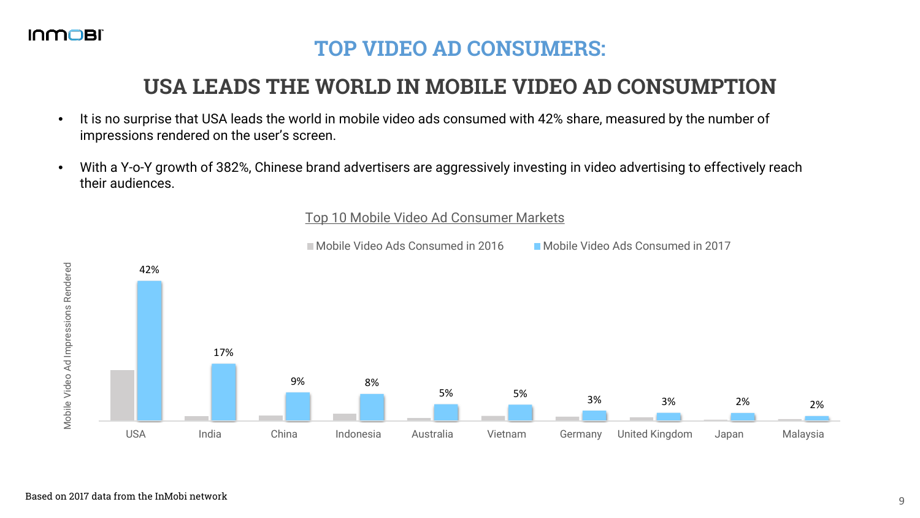## TOP VIDEO AD CONSUMERS:

# USA LEADS THE WORLD IN MOBILE VIDEO AD CONSUMPTION

- It is no surprise that USA leads the world in mobile video ads consumed with 42% share, measured by the number of impressions rendered on the user's screen.
- With a Y-o-Y growth of 382%, Chinese brand advertisers are aggressively investing in video advertising to effectively reach their audiences.

Top 10 Mobile Video Ad Consumer Markets

| Market | Mobile Video Ads Consumed in 2017 |
|---|---|
| USA | 42% |
| India | 17% |
| China | 9% |
| Indonesia | 8% |
| Australia | 5% |
| Vietnam | 5% |
| Germany | 3% |
| United Kingdom | 3% |
| Japan | 2% |
| Malaysia | 2% |

Legend: Mobile Video Ads Consumed in 2016; Mobile Video Ads Consumed in 2017

Y-axis: Mobile Video Ad Impressions Rendered

Based on 2017 data from the InMobi network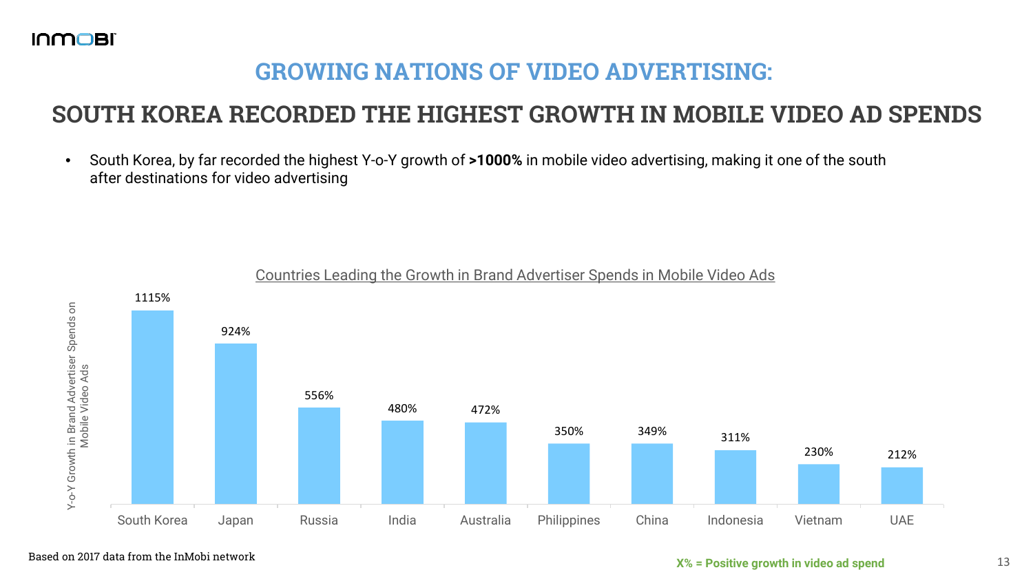## GROWING NATIONS OF VIDEO ADVERTISING:

# SOUTH KOREA RECORDED THE HIGHEST GROWTH IN MOBILE VIDEO AD SPENDS

- South Korea, by far recorded the highest Y-o-Y growth of **>1000%** in mobile video advertising, making it one of the south after destinations for video advertising

Countries Leading the Growth in Brand Advertiser Spends in Mobile Video Ads

| Country | Y-o-Y Growth in Brand Advertiser Spends on Mobile Video Ads |
|---|---|
| South Korea | 1115% |
| Japan | 924% |
| Russia | 556% |
| India | 480% |
| Australia | 472% |
| Philippines | 350% |
| China | 349% |
| Indonesia | 311% |
| Vietnam | 230% |
| UAE | 212% |

Based on 2017 data from the InMobi network

**X% = Positive growth in video ad spend**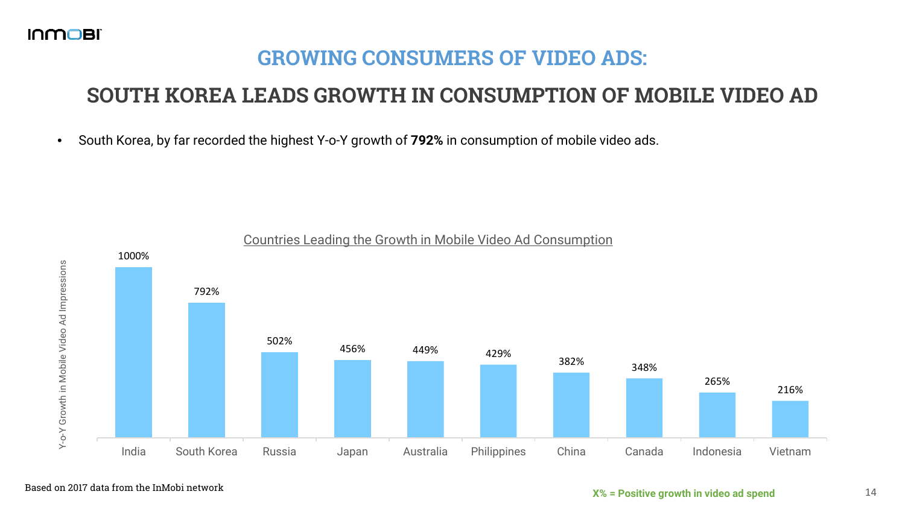## GROWING CONSUMERS OF VIDEO ADS:

# SOUTH KOREA LEADS GROWTH IN CONSUMPTION OF MOBILE VIDEO AD

- South Korea, by far recorded the highest Y-o-Y growth of **792%** in consumption of mobile video ads.

Countries Leading the Growth in Mobile Video Ad Consumption

| Country | Y-o-Y Growth in Mobile Video Ad Impressions |
| --- | --- |
| India | 1000% |
| South Korea | 792% |
| Russia | 502% |
| Japan | 456% |
| Australia | 449% |
| Philippines | 429% |
| China | 382% |
| Canada | 348% |
| Indonesia | 265% |
| Vietnam | 216% |

Based on 2017 data from the InMobi network

X% = Positive growth in video ad spend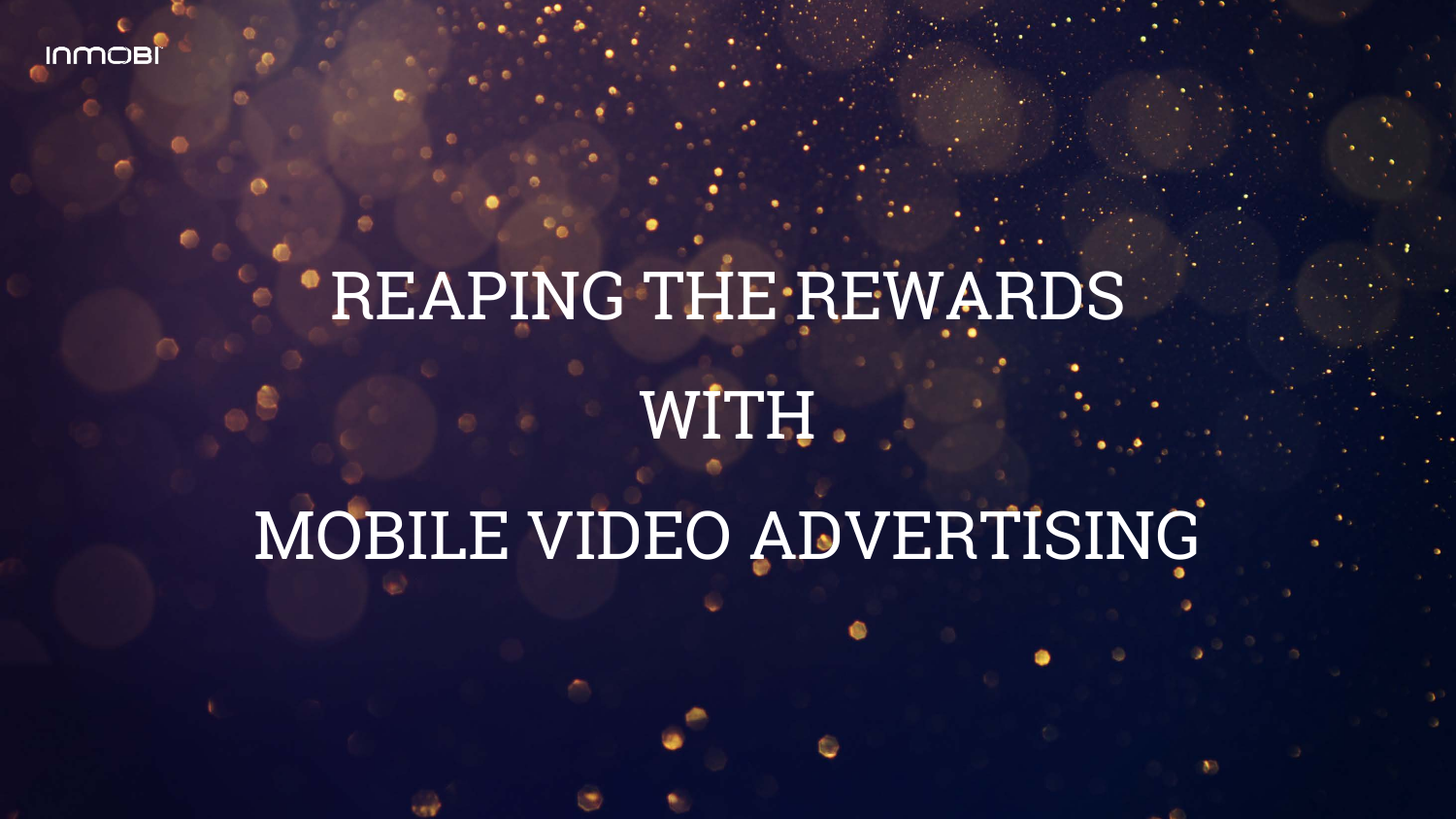# REAPING THE REWARDS WITH MOBILE VIDEO ADVERTISING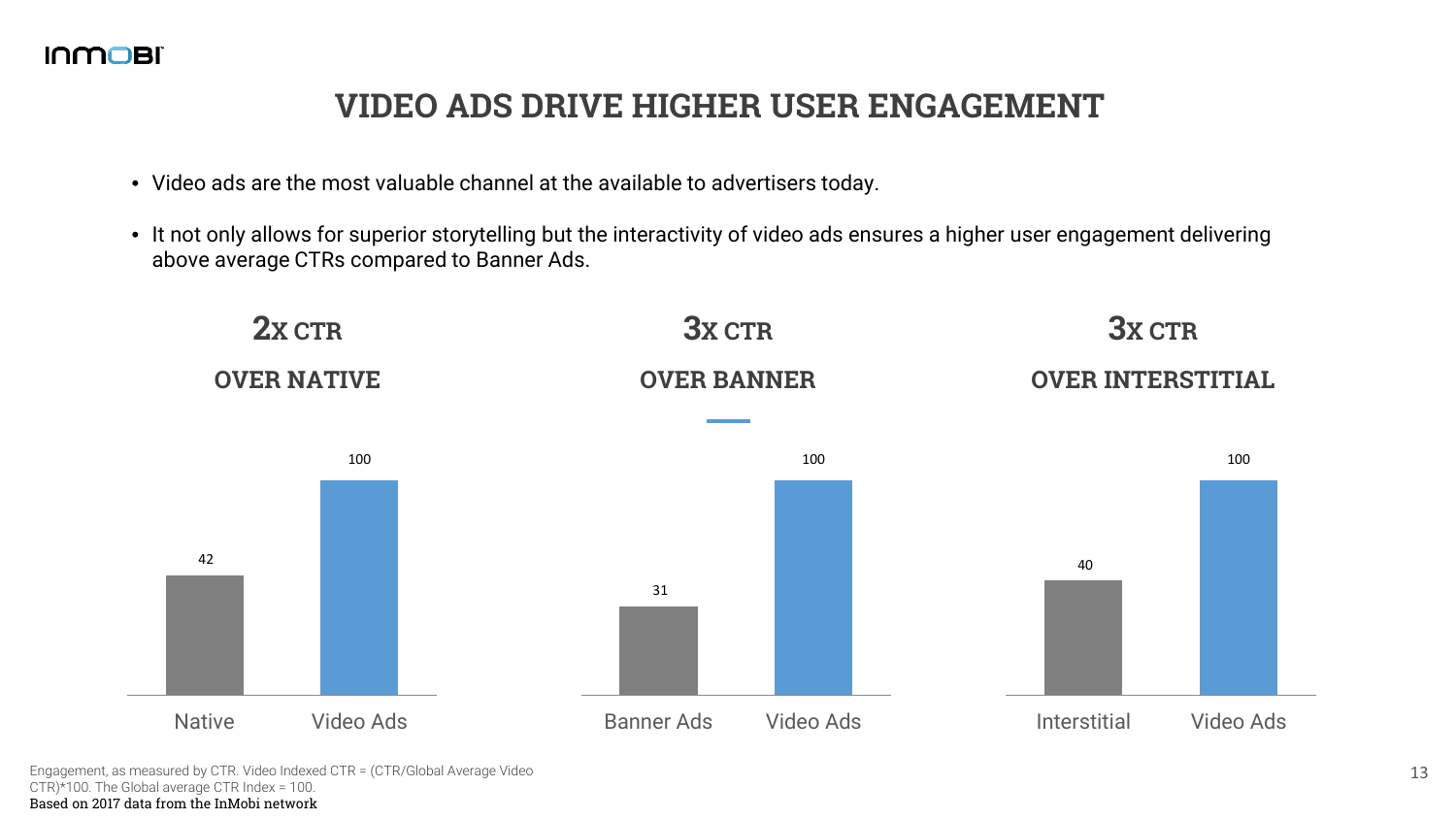# VIDEO ADS DRIVE HIGHER USER ENGAGEMENT

- Video ads are the most valuable channel at the available to advertisers today.
- It not only allows for superior storytelling but the interactivity of video ads ensures a higher user engagement delivering above average CTRs compared to Banner Ads.

**2x CTR**
**OVER NATIVE**

| Native | Video Ads |
|---|---|
| 42 | 100 |

**3x CTR**
**OVER BANNER**

| Banner Ads | Video Ads |
|---|---|
| 31 | 100 |

**3x CTR**
**OVER INTERSTITIAL**

| Interstitial | Video Ads |
|---|---|
| 40 | 100 |

Engagement, as measured by CTR. Video Indexed CTR = (CTR/Global Average Video CTR)*100. The Global average CTR Index = 100.
Based on 2017 data from the InMobi network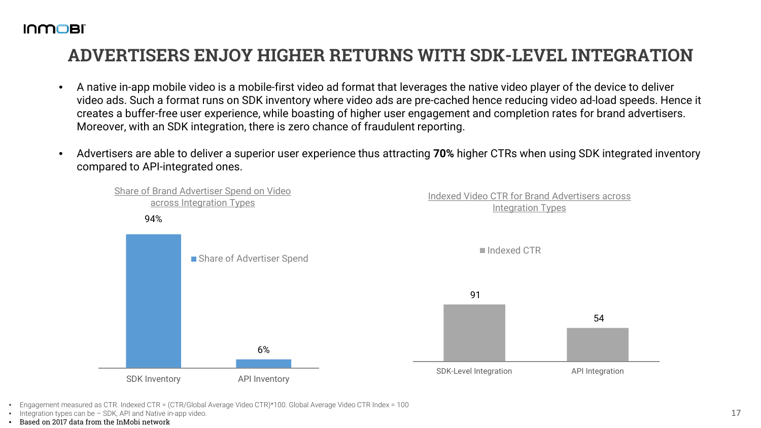# ADVERTISERS ENJOY HIGHER RETURNS WITH SDK-LEVEL INTEGRATION

- A native in-app mobile video is a mobile-first video ad format that leverages the native video player of the device to deliver video ads. Such a format runs on SDK inventory where video ads are pre-cached hence reducing video ad-load speeds. Hence it creates a buffer-free user experience, while boasting of higher user engagement and completion rates for brand advertisers. Moreover, with an SDK integration, there is zero chance of fraudulent reporting.
- Advertisers are able to deliver a superior user experience thus attracting **70%** higher CTRs when using SDK integrated inventory compared to API-integrated ones.

**Share of Brand Advertiser Spend on Video across Integration Types**

| | Share of Advertiser Spend |
|---|---|
| SDK Inventory | 94% |
| API Inventory | 6% |

**Indexed Video CTR for Brand Advertisers across Integration Types**

| | Indexed CTR |
|---|---|
| SDK-Level Integration | 91 |
| API Integration | 54 |

- Engagement measured as CTR. Indexed CTR = (CTR/Global Average Video CTR)*100. Global Average Video CTR Index = 100
- Integration types can be – SDK, API and Native in-app video.
- Based on 2017 data from the InMobi network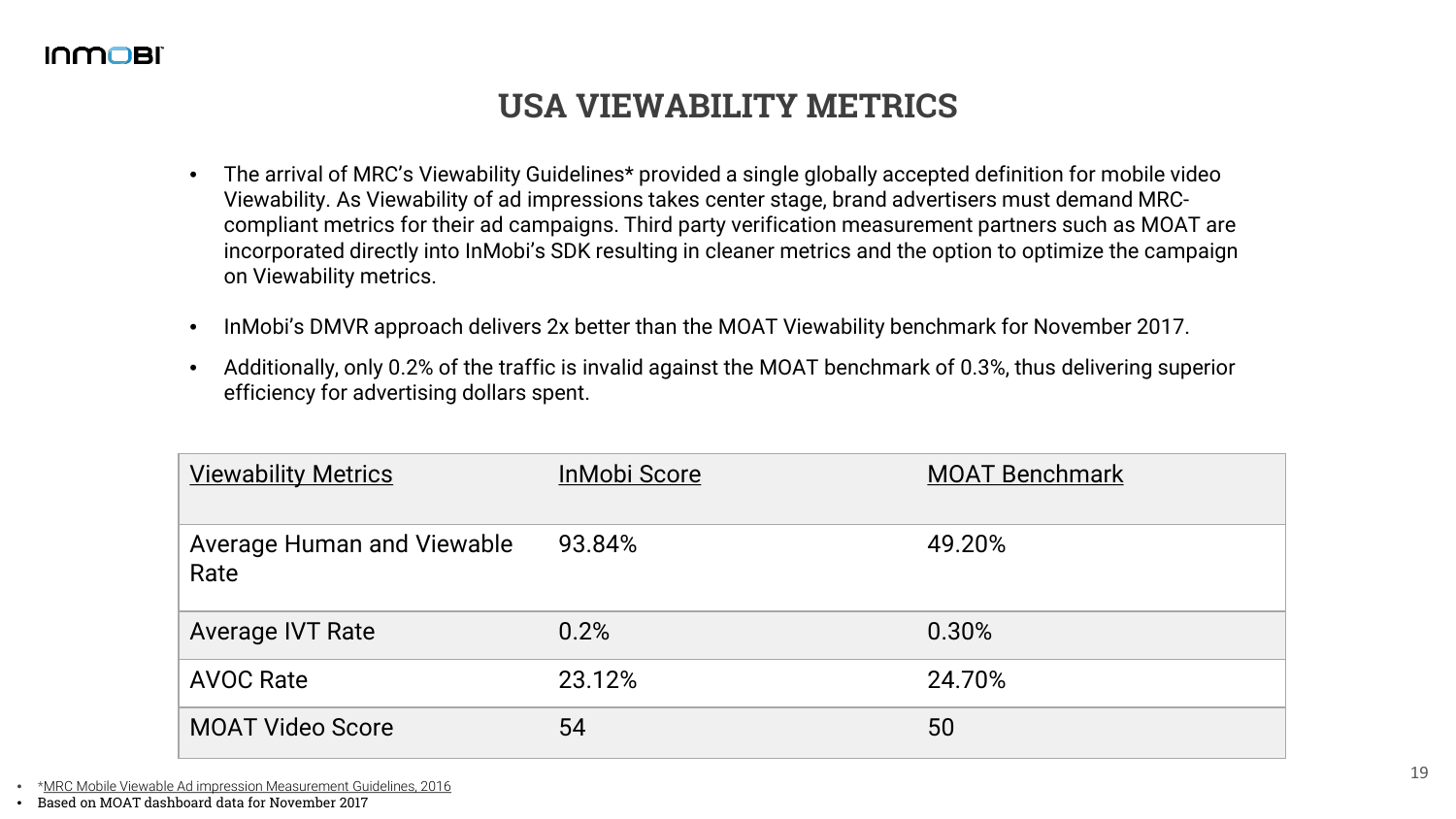# USA VIEWABILITY METRICS

- The arrival of MRC's Viewability Guidelines* provided a single globally accepted definition for mobile video Viewability. As Viewability of ad impressions takes center stage, brand advertisers must demand MRC-compliant metrics for their ad campaigns. Third party verification measurement partners such as MOAT are incorporated directly into InMobi's SDK resulting in cleaner metrics and the option to optimize the campaign on Viewability metrics.
- InMobi's DMVR approach delivers 2x better than the MOAT Viewability benchmark for November 2017.
- Additionally, only 0.2% of the traffic is invalid against the MOAT benchmark of 0.3%, thus delivering superior efficiency for advertising dollars spent.

| Viewability Metrics | InMobi Score | MOAT Benchmark |
|---|---|---|
| Average Human and Viewable Rate | 93.84% | 49.20% |
| Average IVT Rate | 0.2% | 0.30% |
| AVOC Rate | 23.12% | 24.70% |
| MOAT Video Score | 54 | 50 |

- *MRC Mobile Viewable Ad impression Measurement Guidelines, 2016
- Based on MOAT dashboard data for November 2017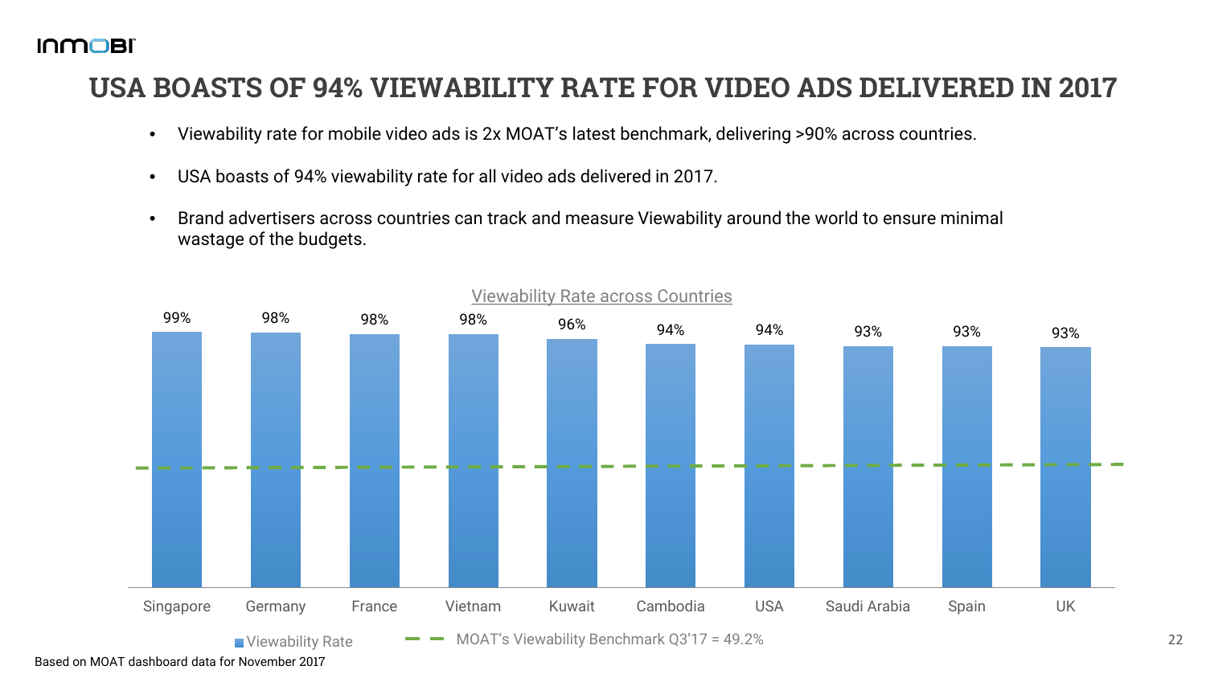# USA BOASTS OF 94% VIEWABILITY RATE FOR VIDEO ADS DELIVERED IN 2017

- Viewability rate for mobile video ads is 2x MOAT's latest benchmark, delivering >90% across countries.
- USA boasts of 94% viewability rate for all video ads delivered in 2017.
- Brand advertisers across countries can track and measure Viewability around the world to ensure minimal wastage of the budgets.

Viewability Rate across Countries

| Country | Viewability Rate |
| --- | --- |
| Singapore | 99% |
| Germany | 98% |
| France | 98% |
| Vietnam | 98% |
| Kuwait | 96% |
| Cambodia | 94% |
| USA | 94% |
| Saudi Arabia | 93% |
| Spain | 93% |
| UK | 93% |

Viewability Rate — MOAT's Viewability Benchmark Q3'17 = 49.2%

Based on MOAT dashboard data for November 2017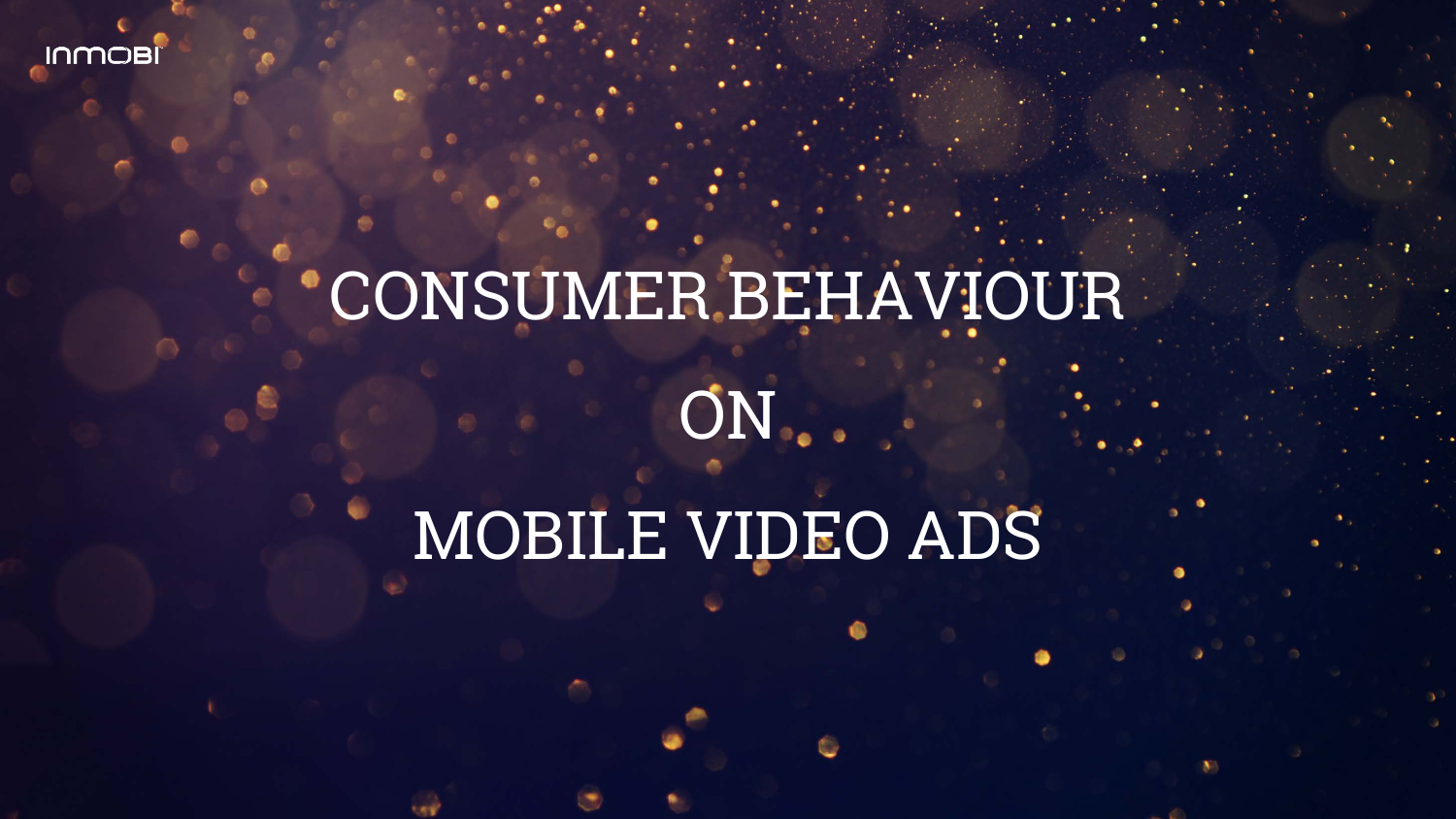# CONSUMER BEHAVIOUR

# ON

# MOBILE VIDEO ADS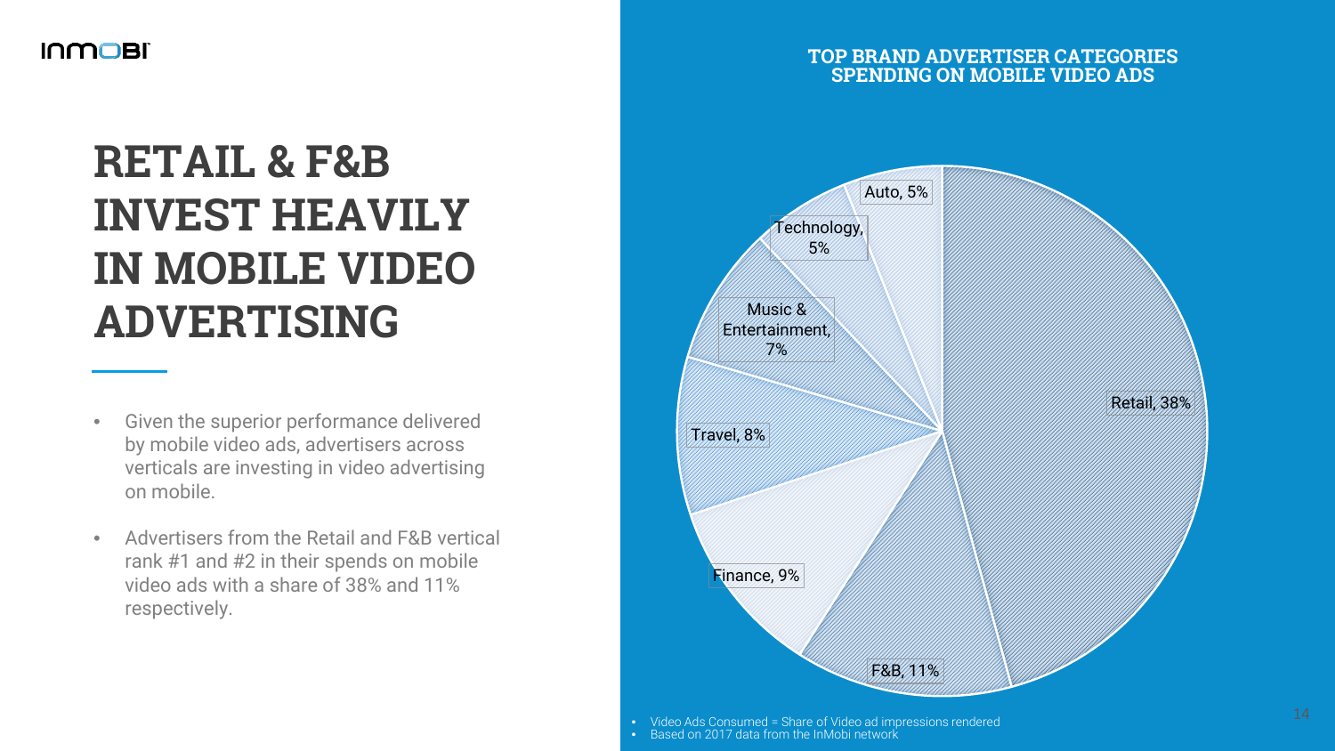# RETAIL & F&B INVEST HEAVILY IN MOBILE VIDEO ADVERTISING

- Given the superior performance delivered by mobile video ads, advertisers across verticals are investing in video advertising on mobile.
- Advertisers from the Retail and F&B vertical rank #1 and #2 in their spends on mobile video ads with a share of 38% and 11% respectively.

## TOP BRAND ADVERTISER CATEGORIES SPENDING ON MOBILE VIDEO ADS

| Category | Share |
| --- | --- |
| Retail | 38% |
| F&B | 11% |
| Finance | 9% |
| Travel | 8% |
| Music & Entertainment | 7% |
| Technology | 5% |
| Auto | 5% |

- Video Ads Consumed = Share of Video ad impressions rendered
- Based on 2017 data from the InMobi network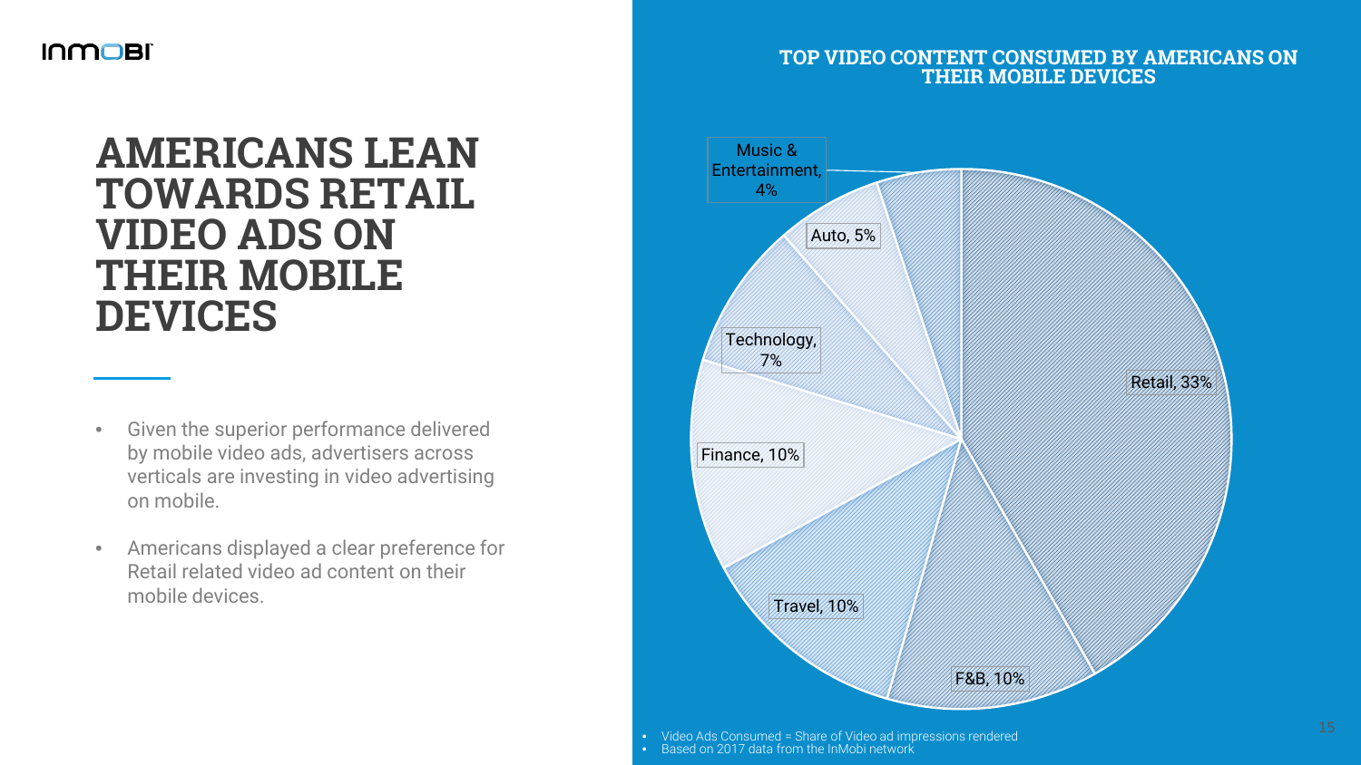# AMERICANS LEAN TOWARDS RETAIL VIDEO ADS ON THEIR MOBILE DEVICES

- Given the superior performance delivered by mobile video ads, advertisers across verticals are investing in video advertising on mobile.
- Americans displayed a clear preference for Retail related video ad content on their mobile devices.

## TOP VIDEO CONTENT CONSUMED BY AMERICANS ON THEIR MOBILE DEVICES

| Category | Share |
| --- | --- |
| Retail | 33% |
| F&B | 10% |
| Travel | 10% |
| Finance | 10% |
| Technology | 7% |
| Auto | 5% |
| Music & Entertainment | 4% |

- Video Ads Consumed = Share of Video ad impressions rendered
- Based on 2017 data from the InMobi network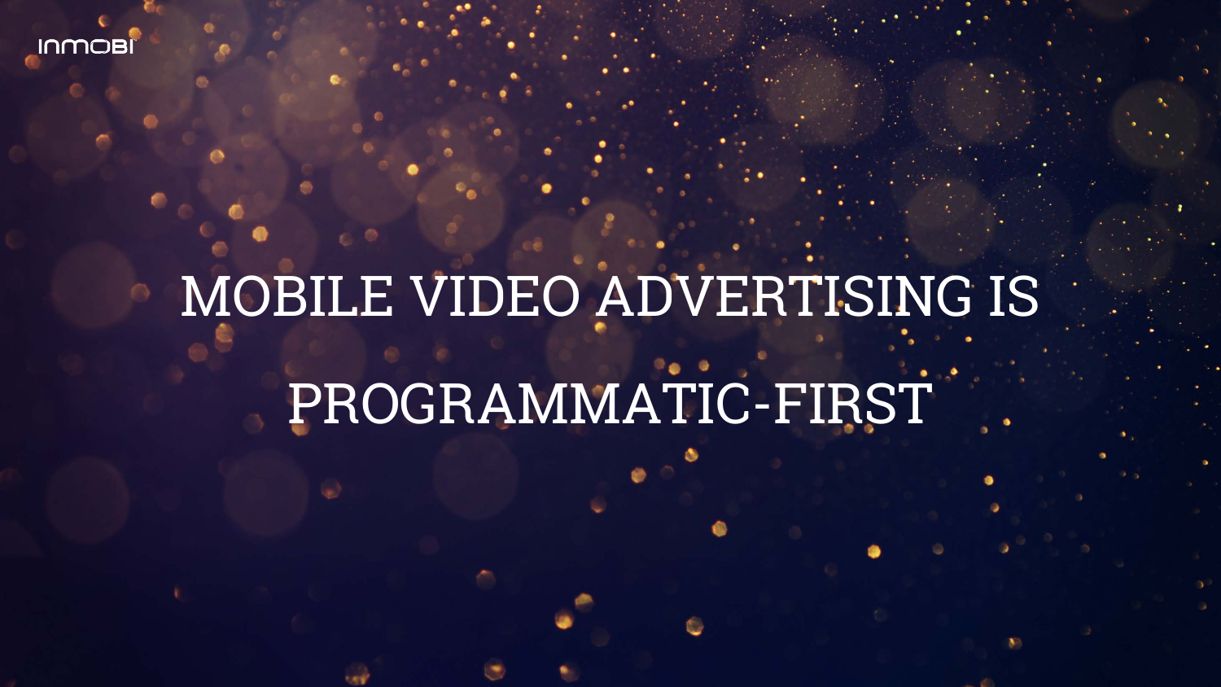# MOBILE VIDEO ADVERTISING IS PROGRAMMATIC-FIRST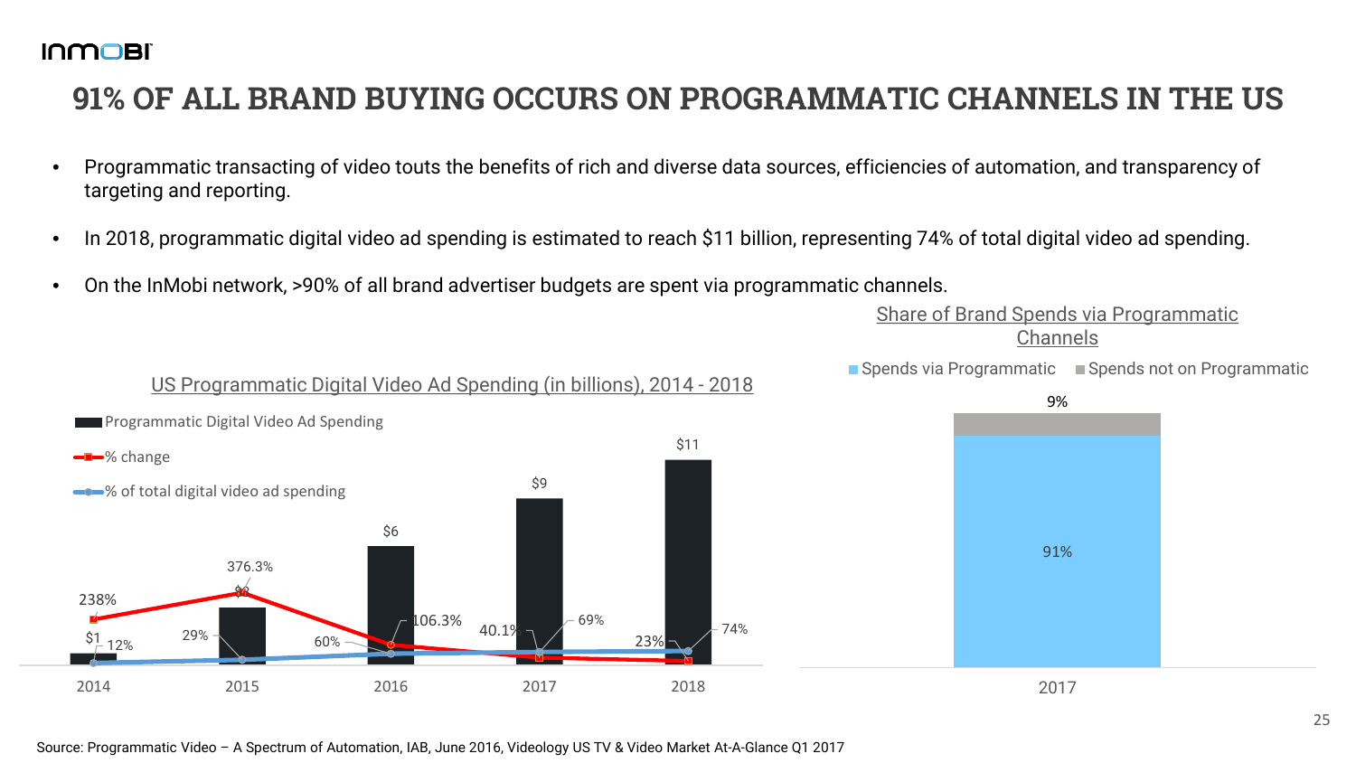# 91% OF ALL BRAND BUYING OCCURS ON PROGRAMMATIC CHANNELS IN THE US

- Programmatic transacting of video touts the benefits of rich and diverse data sources, efficiencies of automation, and transparency of targeting and reporting.
- In 2018, programmatic digital video ad spending is estimated to reach $11 billion, representing 74% of total digital video ad spending.
- On the InMobi network, >90% of all brand advertiser budgets are spent via programmatic channels.

US Programmatic Digital Video Ad Spending (in billions), 2014 - 2018

| Year | Programmatic Digital Video Ad Spending | % change | % of total digital video ad spending |
|---|---|---|---|
| 2014 | $1 | 238% | 12% |
| 2015 | $3 | 376.3% | 29% |
| 2016 | $6 | 106.3% | 60% |
| 2017 | $9 | 40.1% | 69% |
| 2018 | $11 | 23% | 74% |

Share of Brand Spends via Programmatic Channels

| 2017 | Share |
|---|---|
| Spends via Programmatic | 91% |
| Spends not on Programmatic | 9% |

Source: Programmatic Video – A Spectrum of Automation, IAB, June 2016, Videology US TV & Video Market At-A-Glance Q1 2017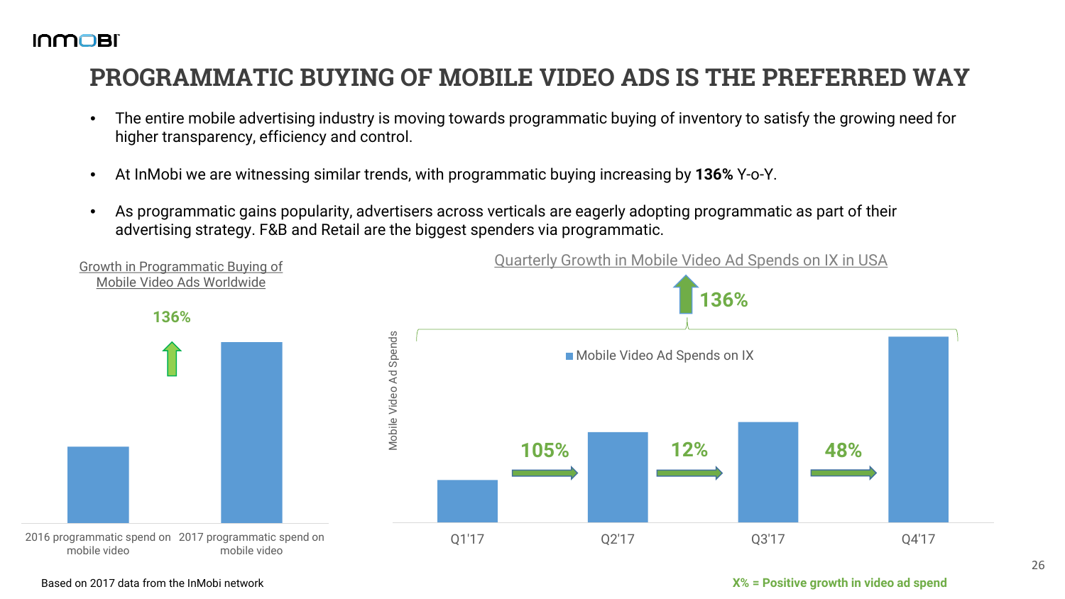# PROGRAMMATIC BUYING OF MOBILE VIDEO ADS IS THE PREFERRED WAY

- The entire mobile advertising industry is moving towards programmatic buying of inventory to satisfy the growing need for higher transparency, efficiency and control.
- At InMobi we are witnessing similar trends, with programmatic buying increasing by **136%** Y-o-Y.
- As programmatic gains popularity, advertisers across verticals are eagerly adopting programmatic as part of their advertising strategy. F&B and Retail are the biggest spenders via programmatic.

Growth in Programmatic Buying of Mobile Video Ads Worldwide

136%

2016 programmatic spend on mobile video | 2017 programmatic spend on mobile video

Quarterly Growth in Mobile Video Ad Spends on IX in USA

136%

Mobile Video Ad Spends on IX

Mobile Video Ad Spends

Q1'17 → 105% → Q2'17 → 12% → Q3'17 → 48% → Q4'17

Based on 2017 data from the InMobi network

X% = Positive growth in video ad spend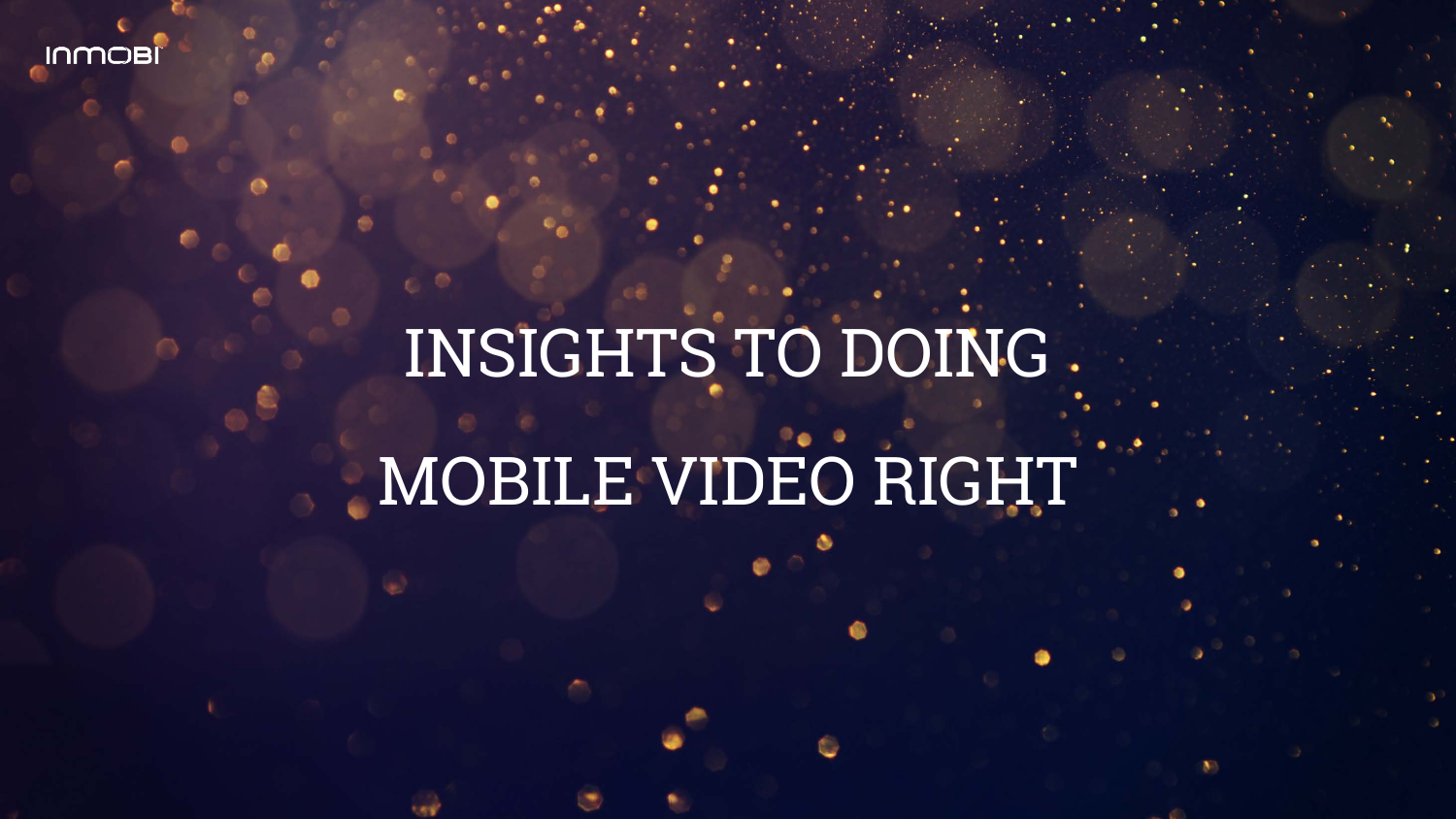# INSIGHTS TO DOING MOBILE VIDEO RIGHT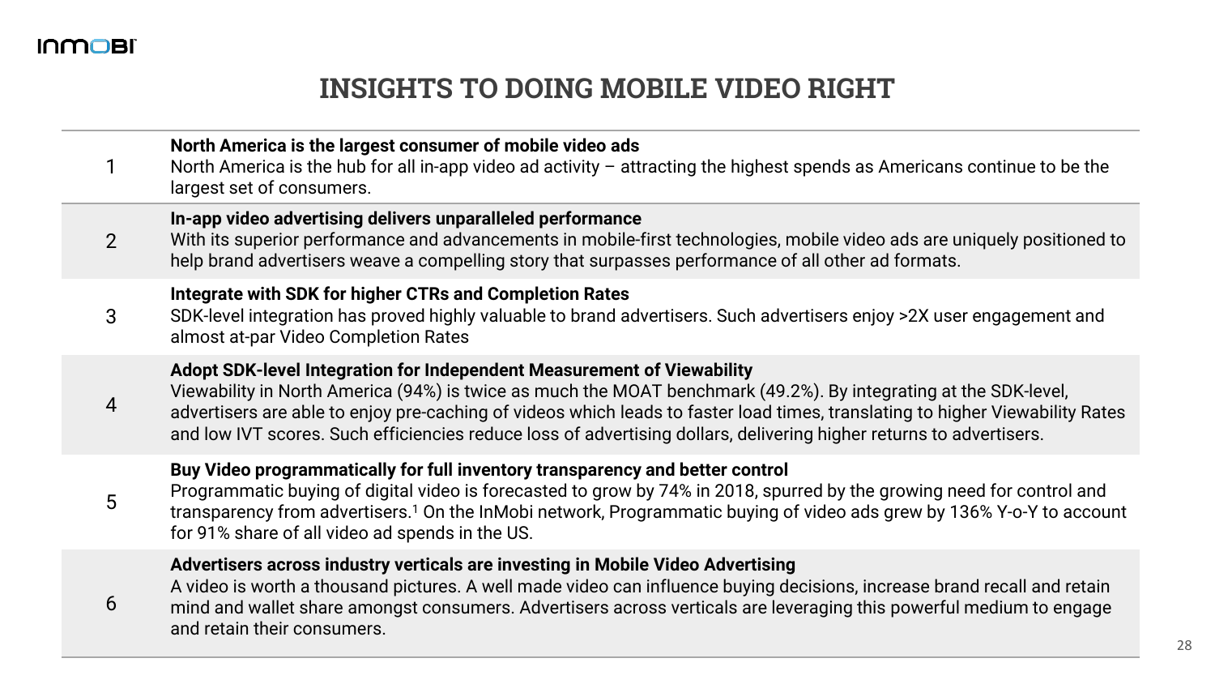# INSIGHTS TO DOING MOBILE VIDEO RIGHT

| | |
|---|---|
| 1 | **North America is the largest consumer of mobile video ads**<br>North America is the hub for all in-app video ad activity – attracting the highest spends as Americans continue to be the largest set of consumers. |
| 2 | **In-app video advertising delivers unparalleled performance**<br>With its superior performance and advancements in mobile-first technologies, mobile video ads are uniquely positioned to help brand advertisers weave a compelling story that surpasses performance of all other ad formats. |
| 3 | **Integrate with SDK for higher CTRs and Completion Rates**<br>SDK-level integration has proved highly valuable to brand advertisers. Such advertisers enjoy >2X user engagement and almost at-par Video Completion Rates |
| 4 | **Adopt SDK-level Integration for Independent Measurement of Viewability**<br>Viewability in North America (94%) is twice as much the MOAT benchmark (49.2%). By integrating at the SDK-level, advertisers are able to enjoy pre-caching of videos which leads to faster load times, translating to higher Viewability Rates and low IVT scores. Such efficiencies reduce loss of advertising dollars, delivering higher returns to advertisers. |
| 5 | **Buy Video programmatically for full inventory transparency and better control**<br>Programmatic buying of digital video is forecasted to grow by 74% in 2018, spurred by the growing need for control and transparency from advertisers.[1] On the InMobi network, Programmatic buying of video ads grew by 136% Y-o-Y to account for 91% share of all video ad spends in the US. |
| 6 | **Advertisers across industry verticals are investing in Mobile Video Advertising**<br>A video is worth a thousand pictures. A well made video can influence buying decisions, increase brand recall and retain mind and wallet share amongst consumers. Advertisers across verticals are leveraging this powerful medium to engage and retain their consumers. |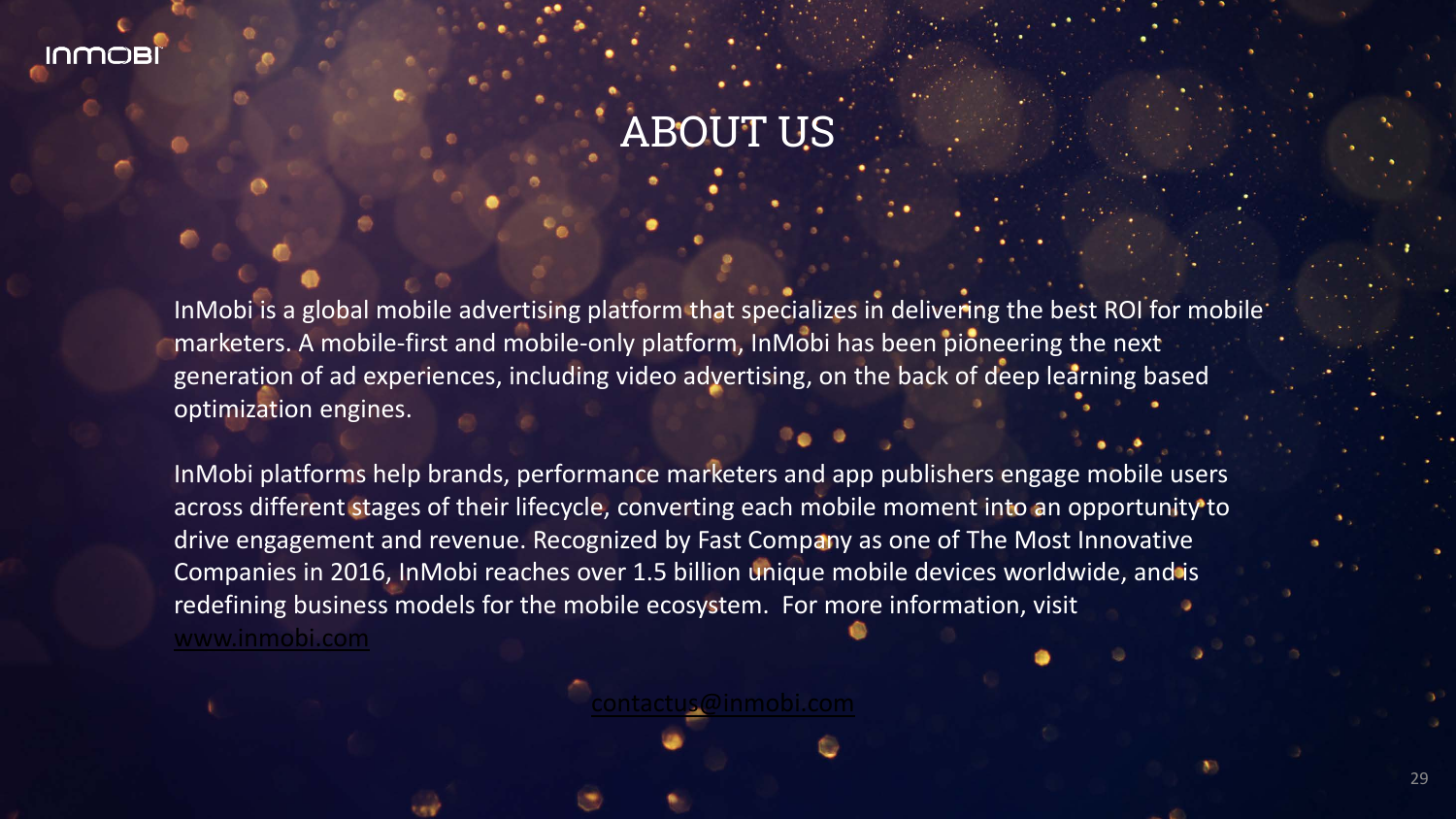# ABOUT US

InMobi is a global mobile advertising platform that specializes in delivering the best ROI for mobile marketers. A mobile-first and mobile-only platform, InMobi has been pioneering the next generation of ad experiences, including video advertising, on the back of deep learning based optimization engines.

InMobi platforms help brands, performance marketers and app publishers engage mobile users across different stages of their lifecycle, converting each mobile moment into an opportunity to drive engagement and revenue. Recognized by Fast Company as one of The Most Innovative Companies in 2016, InMobi reaches over 1.5 billion unique mobile devices worldwide, and is redefining business models for the mobile ecosystem. For more information, visit www.inmobi.com

contactus@inmobi.com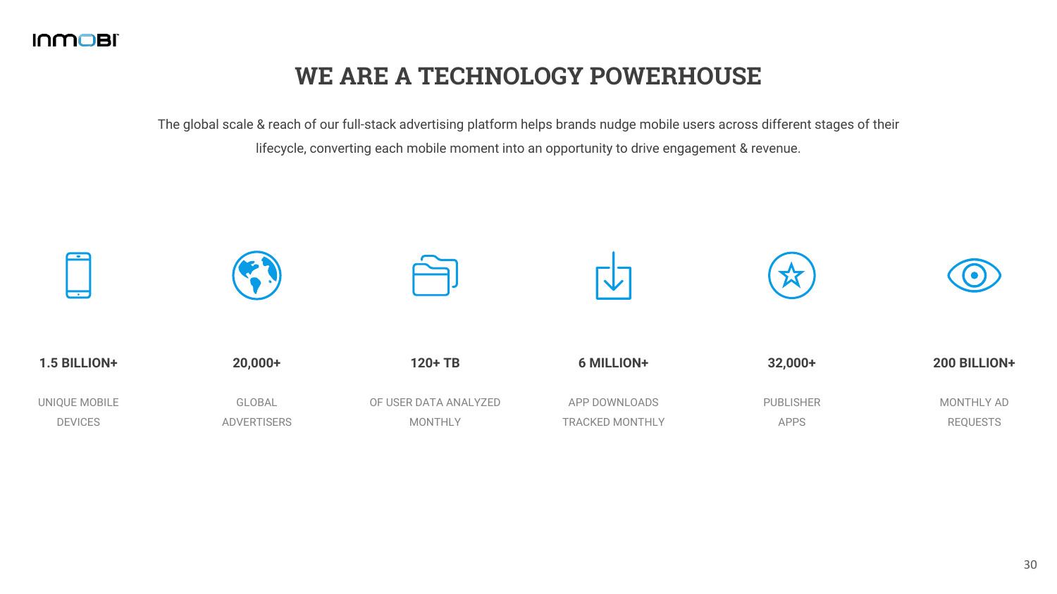# WE ARE A TECHNOLOGY POWERHOUSE

The global scale & reach of our full-stack advertising platform helps brands nudge mobile users across different stages of their lifecycle, converting each mobile moment into an opportunity to drive engagement & revenue.

**1.5 BILLION+**

UNIQUE MOBILE DEVICES

**20,000+**

GLOBAL ADVERTISERS

**120+ TB**

OF USER DATA ANALYZED MONTHLY

**6 MILLION+**

APP DOWNLOADS TRACKED MONTHLY

**32,000+**

PUBLISHER APPS

**200 BILLION+**

MONTHLY AD REQUESTS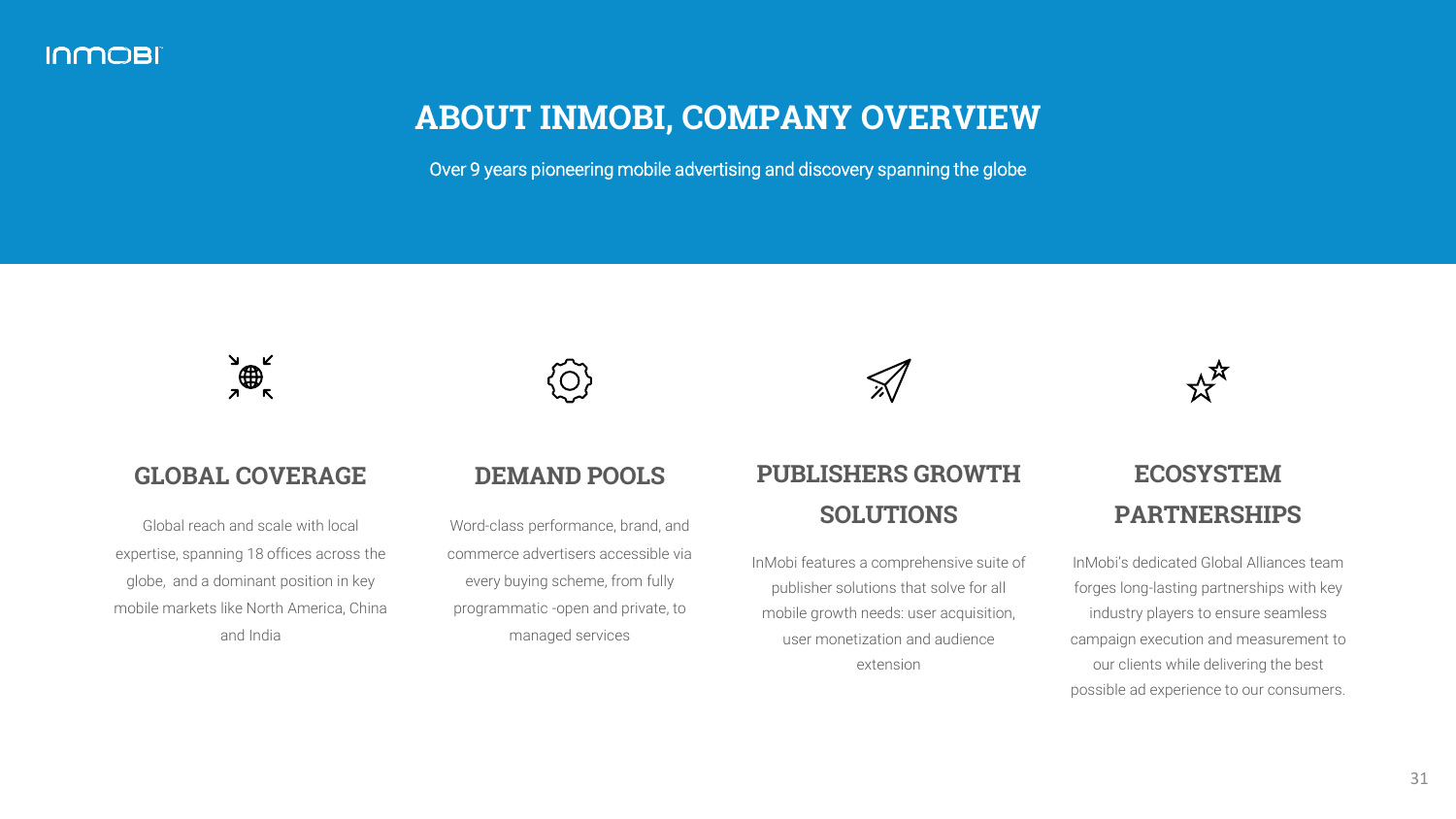# ABOUT INMOBI, COMPANY OVERVIEW

Over 9 years pioneering mobile advertising and discovery spanning the globe

## GLOBAL COVERAGE

Global reach and scale with local expertise, spanning 18 offices across the globe, and a dominant position in key mobile markets like North America, China and India

## DEMAND POOLS

Word-class performance, brand, and commerce advertisers accessible via every buying scheme, from fully programmatic -open and private, to managed services

## PUBLISHERS GROWTH SOLUTIONS

InMobi features a comprehensive suite of publisher solutions that solve for all mobile growth needs: user acquisition, user monetization and audience extension

## ECOSYSTEM PARTNERSHIPS

InMobi's dedicated Global Alliances team forges long-lasting partnerships with key industry players to ensure seamless campaign execution and measurement to our clients while delivering the best possible ad experience to our consumers.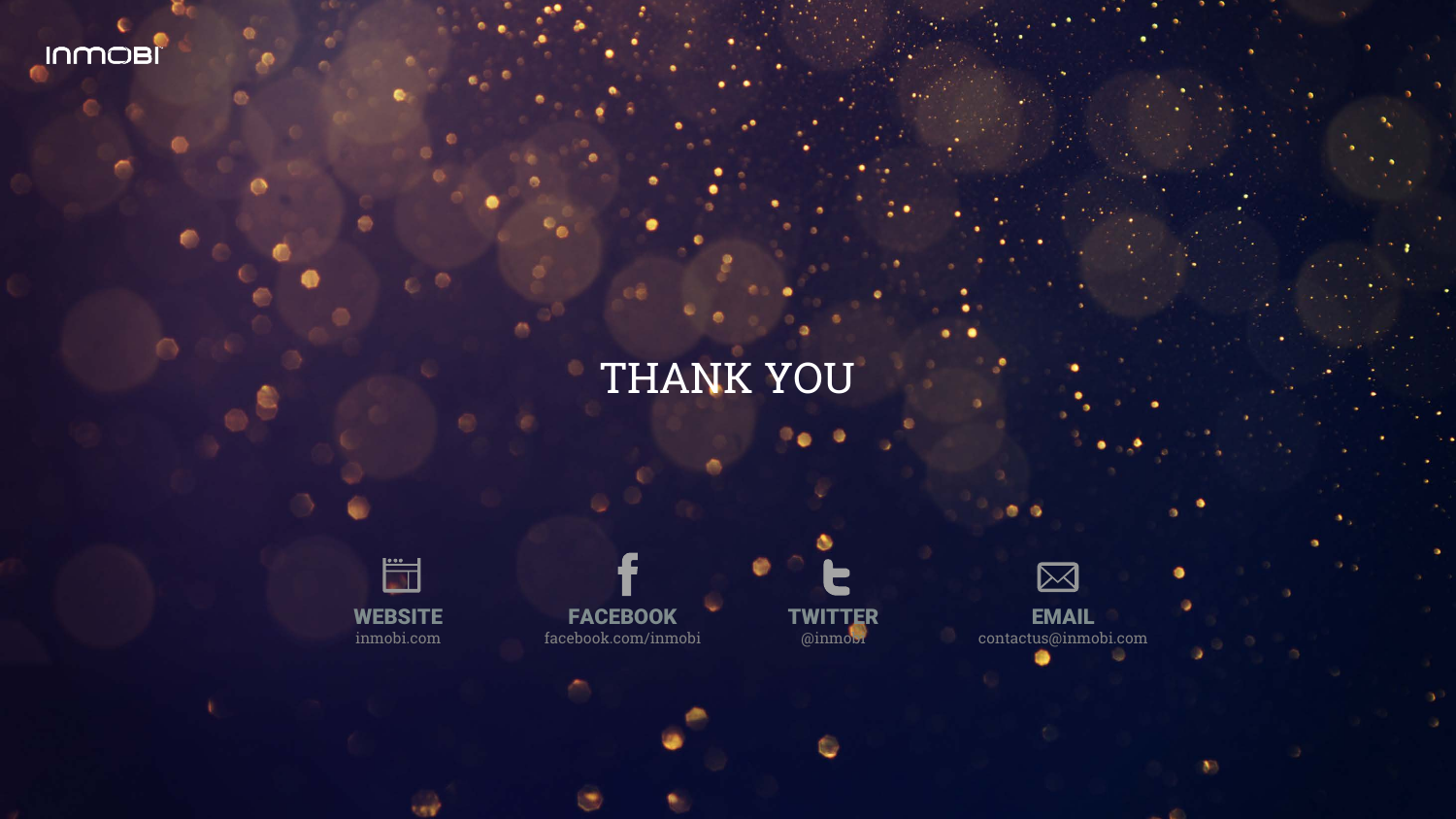INMOBI

# THANK YOU

**WEBSITE**
inmobi.com

**FACEBOOK**
facebook.com/inmobi

**TWITTER**
@inmobi

**EMAIL**
contactus@inmobi.com